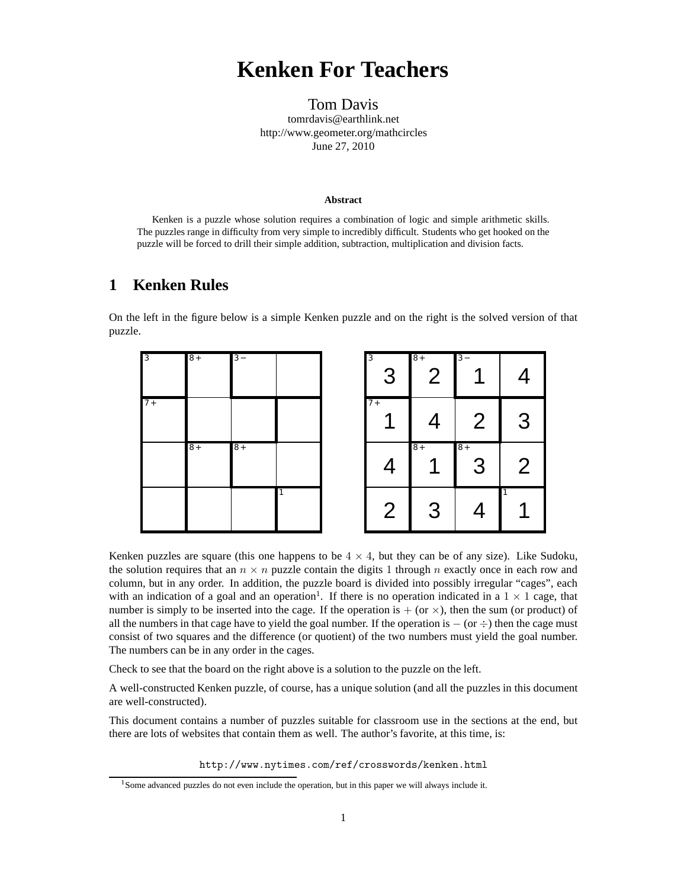// Kenken For Teachers transcription
# Kenken For Teachers

Tom Davis
tomrdavis@earthlink.net
http://www.geometer.org/mathcircles
June 27, 2010

**Abstract**

Kenken is a puzzle whose solution requires a combination of logic and simple arithmetic skills. The puzzles range in difficulty from very simple to incredibly difficult. Students who get hooked on the puzzle will be forced to drill their simple addition, subtraction, multiplication and division facts.

## 1 Kenken Rules

On the left in the figure below is a simple Kenken puzzle and on the right is the solved version of that puzzle.

| 3 | 8+ | 3− | |
|---|---|---|---|
| 7+ | | | |
| | 8+ | 8+ | |
| | | | 1 |

| 3: 3 | 8+: 2 | 3−: 1 | 4 |
|---|---|---|---|
| 7+: 1 | 4 | 2 | 3 |
| 4 | 8+: 1 | 8+: 3 | 2 |
| 2 | 3 | 4 | 1: 1 |

Kenken puzzles are square (this one happens to be $4 \times 4$, but they can be of any size). Like Sudoku, the solution requires that an $n \times n$ puzzle contain the digits 1 through $n$ exactly once in each row and column, but in any order. In addition, the puzzle board is divided into possibly irregular "cages", each with an indication of a goal and an operation[1]. If there is no operation indicated in a $1 \times 1$ cage, that number is simply to be inserted into the cage. If the operation is $+$ (or $\times$), then the sum (or product) of all the numbers in that cage have to yield the goal number. If the operation is $-$ (or $\div$) then the cage must consist of two squares and the difference (or quotient) of the two numbers must yield the goal number. The numbers can be in any order in the cages.

Check to see that the board on the right above is a solution to the puzzle on the left.

A well-constructed Kenken puzzle, of course, has a unique solution (and all the puzzles in this document are well-constructed).

This document contains a number of puzzles suitable for classroom use in the sections at the end, but there are lots of websites that contain them as well. The author's favorite, at this time, is:

`http://www.nytimes.com/ref/crosswords/kenken.html`

[1] Some advanced puzzles do not even include the operation, but in this paper we will always include it.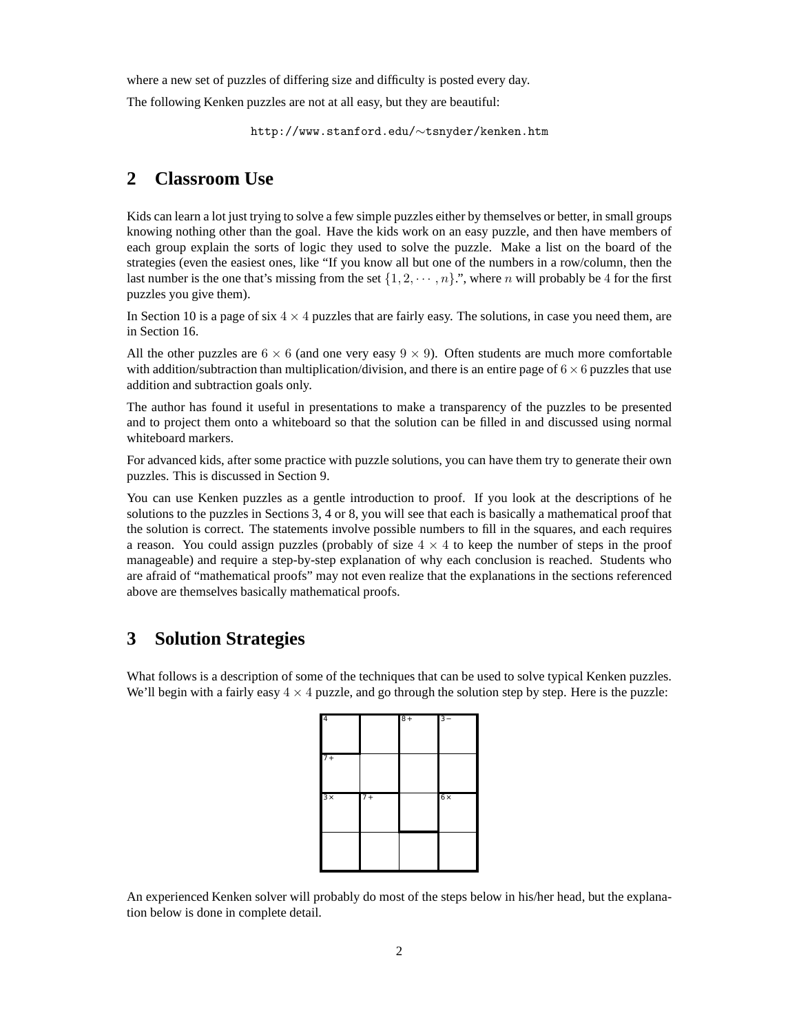where a new set of puzzles of differing size and difficulty is posted every day.

The following Kenken puzzles are not at all easy, but they are beautiful:

```
http://www.stanford.edu/~tsnyder/kenken.htm
```

## 2 Classroom Use

Kids can learn a lot just trying to solve a few simple puzzles either by themselves or better, in small groups knowing nothing other than the goal. Have the kids work on an easy puzzle, and then have members of each group explain the sorts of logic they used to solve the puzzle. Make a list on the board of the strategies (even the easiest ones, like "If you know all but one of the numbers in a row/column, then the last number is the one that's missing from the set $\{1, 2, \cdots, n\}$.", where $n$ will probably be $4$ for the first puzzles you give them).

In Section 10 is a page of six $4 \times 4$ puzzles that are fairly easy. The solutions, in case you need them, are in Section 16.

All the other puzzles are $6 \times 6$ (and one very easy $9 \times 9$). Often students are much more comfortable with addition/subtraction than multiplication/division, and there is an entire page of $6 \times 6$ puzzles that use addition and subtraction goals only.

The author has found it useful in presentations to make a transparency of the puzzles to be presented and to project them onto a whiteboard so that the solution can be filled in and discussed using normal whiteboard markers.

For advanced kids, after some practice with puzzle solutions, you can have them try to generate their own puzzles. This is discussed in Section 9.

You can use Kenken puzzles as a gentle introduction to proof. If you look at the descriptions of he solutions to the puzzles in Sections 3, 4 or 8, you will see that each is basically a mathematical proof that the solution is correct. The statements involve possible numbers to fill in the squares, and each requires a reason. You could assign puzzles (probably of size $4 \times 4$ to keep the number of steps in the proof manageable) and require a step-by-step explanation of why each conclusion is reached. Students who are afraid of "mathematical proofs" may not even realize that the explanations in the sections referenced above are themselves basically mathematical proofs.

## 3 Solution Strategies

What follows is a description of some of the techniques that can be used to solve typical Kenken puzzles. We'll begin with a fairly easy $4 \times 4$ puzzle, and go through the solution step by step. Here is the puzzle:

| 4 | | 8+ | 3− |
|---|---|---|---|
| 7+ | | | |
| 3× | 7+ | | 6× |
| | | | |

An experienced Kenken solver will probably do most of the steps below in his/her head, but the explanation below is done in complete detail.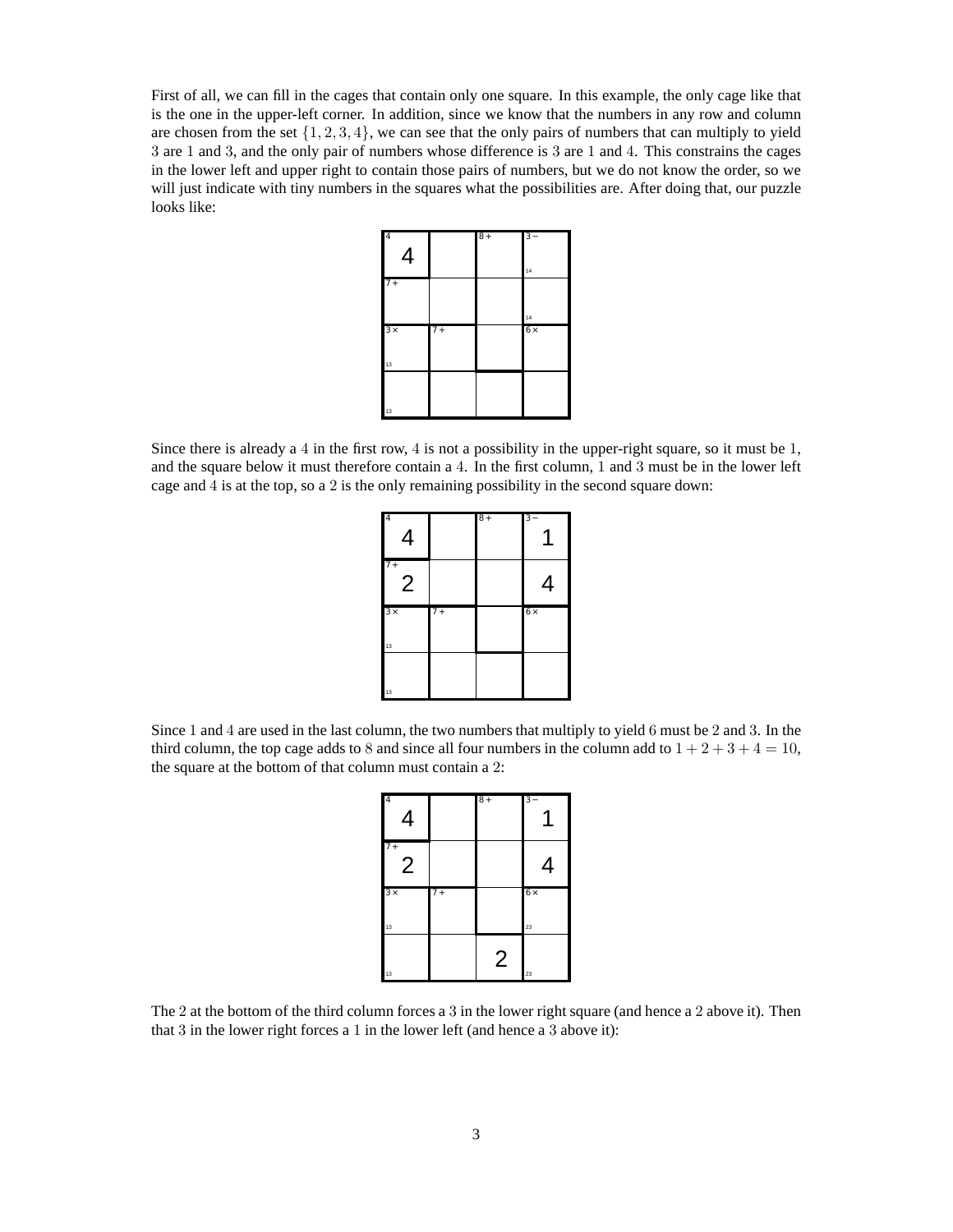First of all, we can fill in the cages that contain only one square. In this example, the only cage like that is the one in the upper-left corner. In addition, since we know that the numbers in any row and column are chosen from the set $\{1, 2, 3, 4\}$, we can see that the only pairs of numbers that can multiply to yield $3$ are $1$ and $3$, and the only pair of numbers whose difference is $3$ are $1$ and $4$. This constrains the cages in the lower left and upper right to contain those pairs of numbers, but we do not know the order, so we will just indicate with tiny numbers in the squares what the possibilities are. After doing that, our puzzle looks like:

| 4: **4** | | 8+ | 3− (14) |
|---|---|---|---|
| 7+ | | | (14) |
| 3× (13) | 7+ | | 6× |
| (13) | | | |

Since there is already a $4$ in the first row, $4$ is not a possibility in the upper-right square, so it must be $1$, and the square below it must therefore contain a $4$. In the first column, $1$ and $3$ must be in the lower left cage and $4$ is at the top, so a $2$ is the only remaining possibility in the second square down:

| 4: **4** | | 8+ | 3−: **1** |
|---|---|---|---|
| 7+: **2** | | | **4** |
| 3× (13) | 7+ | | 6× |
| (13) | | | |

Since $1$ and $4$ are used in the last column, the two numbers that multiply to yield $6$ must be $2$ and $3$. In the third column, the top cage adds to $8$ and since all four numbers in the column add to $1 + 2 + 3 + 4 = 10$, the square at the bottom of that column must contain a $2$:

| 4: **4** | | 8+ | 3−: **1** |
|---|---|---|---|
| 7+: **2** | | | **4** |
| 3× (13) | 7+ | | 6× (23) |
| (13) | | **2** | (23) |

The $2$ at the bottom of the third column forces a $3$ in the lower right square (and hence a $2$ above it). Then that $3$ in the lower right forces a $1$ in the lower left (and hence a $3$ above it):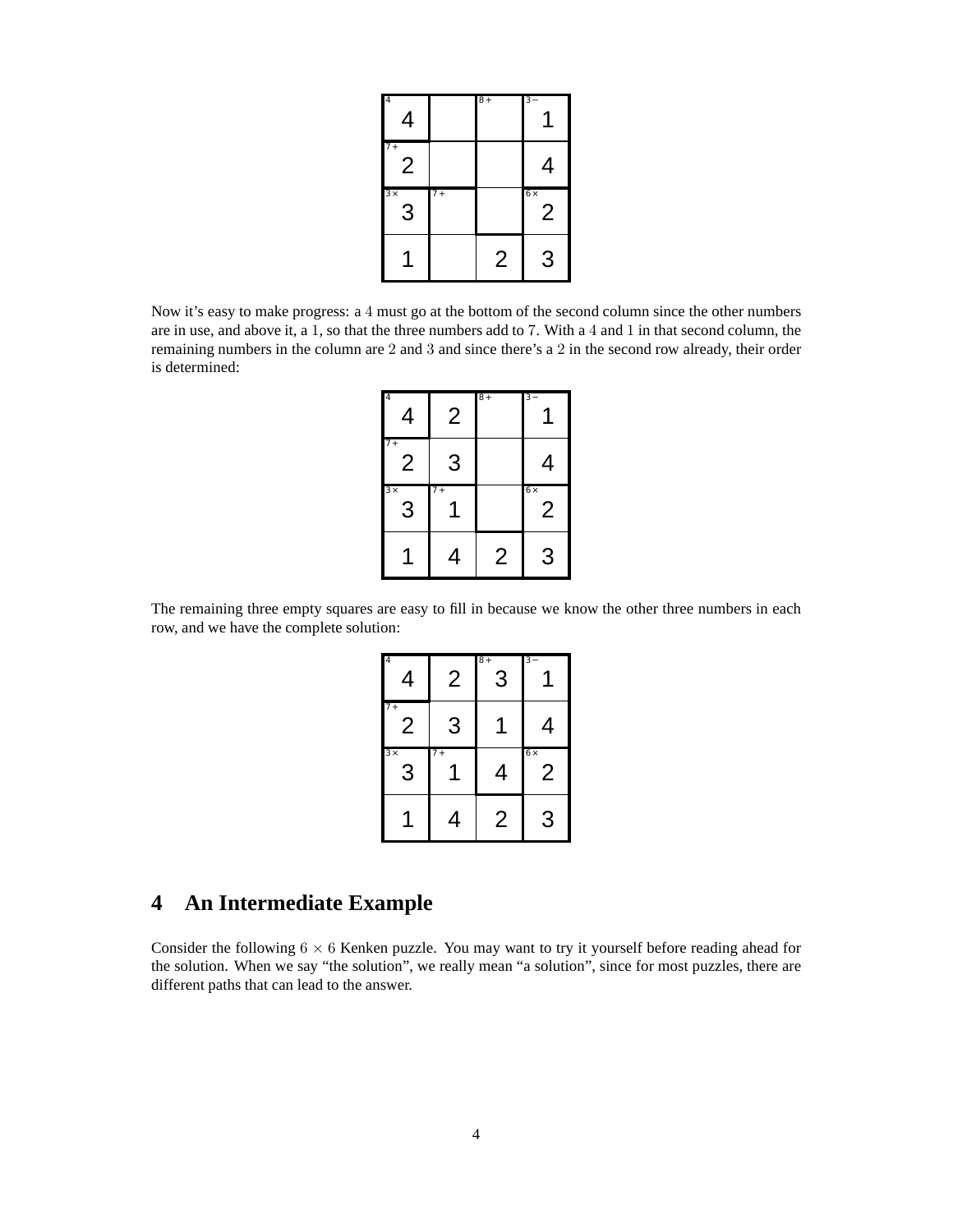| 4<br>4 | | 8+ | 3−<br>1 |
|---|---|---|---|
| 7+<br>2 | | | 4 |
| 3×<br>3 | 7+ | | 6×<br>2 |
| 1 | | 2 | 3 |

Now it's easy to make progress: a $4$ must go at the bottom of the second column since the other numbers are in use, and above it, a $1$, so that the three numbers add to $7$. With a $4$ and $1$ in that second column, the remaining numbers in the column are $2$ and $3$ and since there's a $2$ in the second row already, their order is determined:

| 4<br>4 | 2 | 8+ | 3−<br>1 |
|---|---|---|---|
| 7+<br>2 | 3 | | 4 |
| 3×<br>3 | 7+<br>1 | | 6×<br>2 |
| 1 | 4 | 2 | 3 |

The remaining three empty squares are easy to fill in because we know the other three numbers in each row, and we have the complete solution:

| 4<br>4 | 2 | 8+<br>3 | 3−<br>1 |
|---|---|---|---|
| 7+<br>2 | 3 | 1 | 4 |
| 3×<br>3 | 7+<br>1 | 4 | 6×<br>2 |
| 1 | 4 | 2 | 3 |

## 4 An Intermediate Example

Consider the following $6 \times 6$ Kenken puzzle. You may want to try it yourself before reading ahead for the solution. When we say "the solution", we really mean "a solution", since for most puzzles, there are different paths that can lead to the answer.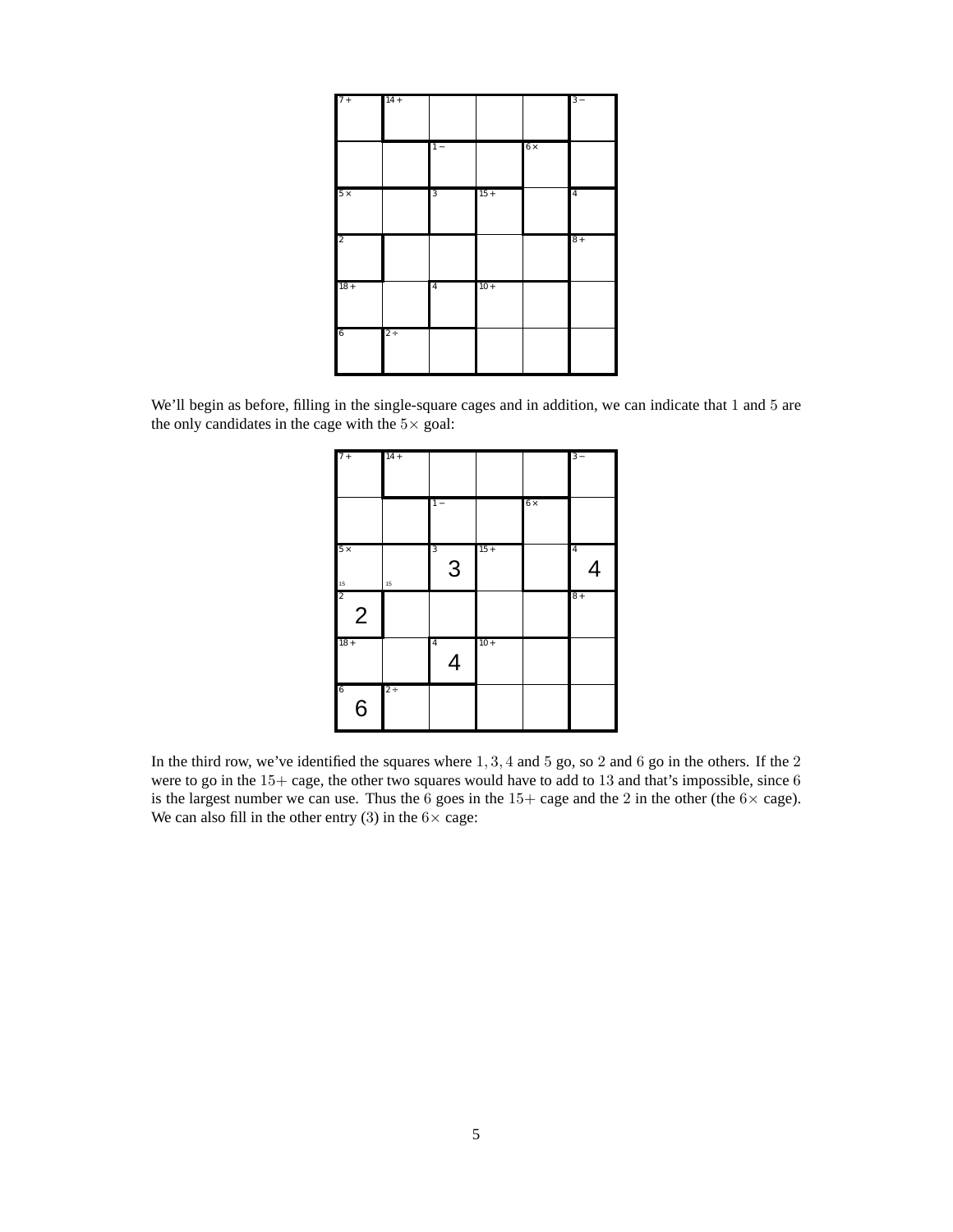| 7+ | 14+ | | | | 3− |
|---|---|---|---|---|---|
| | | 1− | | 6× | |
| 5× | | 3 | 15+ | | 4 |
| 2 | | | | | 8+ |
| 18+ | | 4 | 10+ | | |
| 6 | 2÷ | | | | |

We'll begin as before, filling in the single-square cages and in addition, we can indicate that $1$ and $5$ are the only candidates in the cage with the $5\times$ goal:

| 7+ | 14+ | | | | 3− |
|---|---|---|---|---|---|
| | | 1− | | 6× | |
| 5× (15) | (15) | 3: **3** | 15+ | | 4: **4** |
| 2: **2** | | | | | 8+ |
| 18+ | | 4: **4** | 10+ | | |
| 6: **6** | 2÷ | | | | |

In the third row, we've identified the squares where $1, 3, 4$ and $5$ go, so $2$ and $6$ go in the others. If the $2$ were to go in the $15+$ cage, the other two squares would have to add to $13$ and that's impossible, since $6$ is the largest number we can use. Thus the $6$ goes in the $15+$ cage and the $2$ in the other (the $6\times$ cage). We can also fill in the other entry ($3$) in the $6\times$ cage: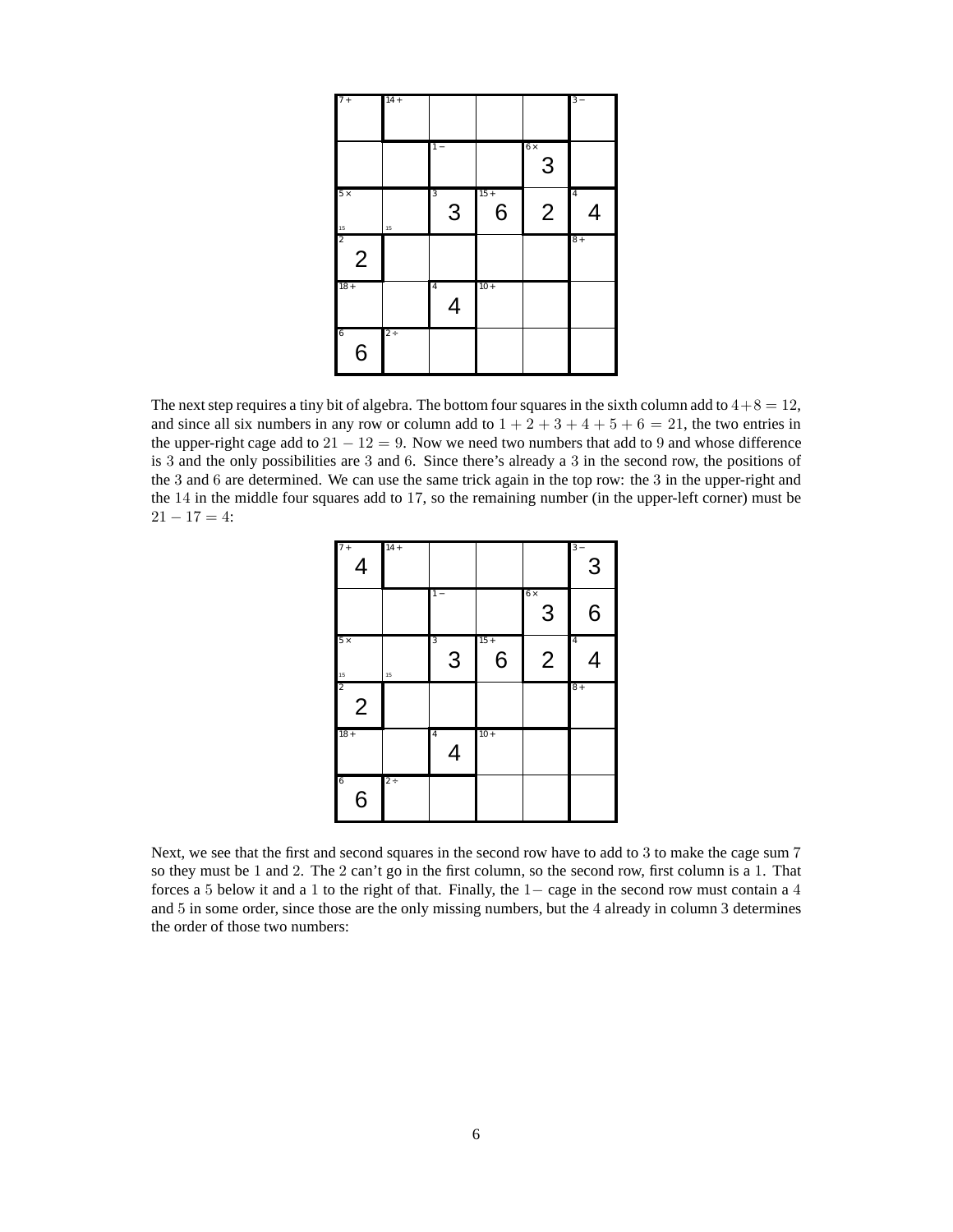| 7+ | 14+ | | | | 3− |
|---|---|---|---|---|---|
| | | 1− | | 6× 3 | |
| 5× 15 | 15 | 3 3 | 15+ 6 | 2 | 4 4 |
| 2 2 | | | | | 8+ |
| 18+ | | 4 4 | 10+ | | |
| 6 6 | 2÷ | | | | |

The next step requires a tiny bit of algebra. The bottom four squares in the sixth column add to $4+8=12$, and since all six numbers in any row or column add to $1+2+3+4+5+6=21$, the two entries in the upper-right cage add to $21-12=9$. Now we need two numbers that add to 9 and whose difference is 3 and the only possibilities are 3 and 6. Since there's already a 3 in the second row, the positions of the 3 and 6 are determined. We can use the same trick again in the top row: the 3 in the upper-right and the 14 in the middle four squares add to 17, so the remaining number (in the upper-left corner) must be $21-17=4$:

| 7+ 4 | 14+ | | | | 3− 3 |
|---|---|---|---|---|---|
| | | 1− | | 6× 3 | 6 |
| 5× 15 | 15 | 3 3 | 15+ 6 | 2 | 4 4 |
| 2 2 | | | | | 8+ |
| 18+ | | 4 4 | 10+ | | |
| 6 6 | 2÷ | | | | |

Next, we see that the first and second squares in the second row have to add to 3 to make the cage sum 7 so they must be 1 and 2. The 2 can't go in the first column, so the second row, first column is a 1. That forces a 5 below it and a 1 to the right of that. Finally, the 1− cage in the second row must contain a 4 and 5 in some order, since those are the only missing numbers, but the 4 already in column 3 determines the order of those two numbers: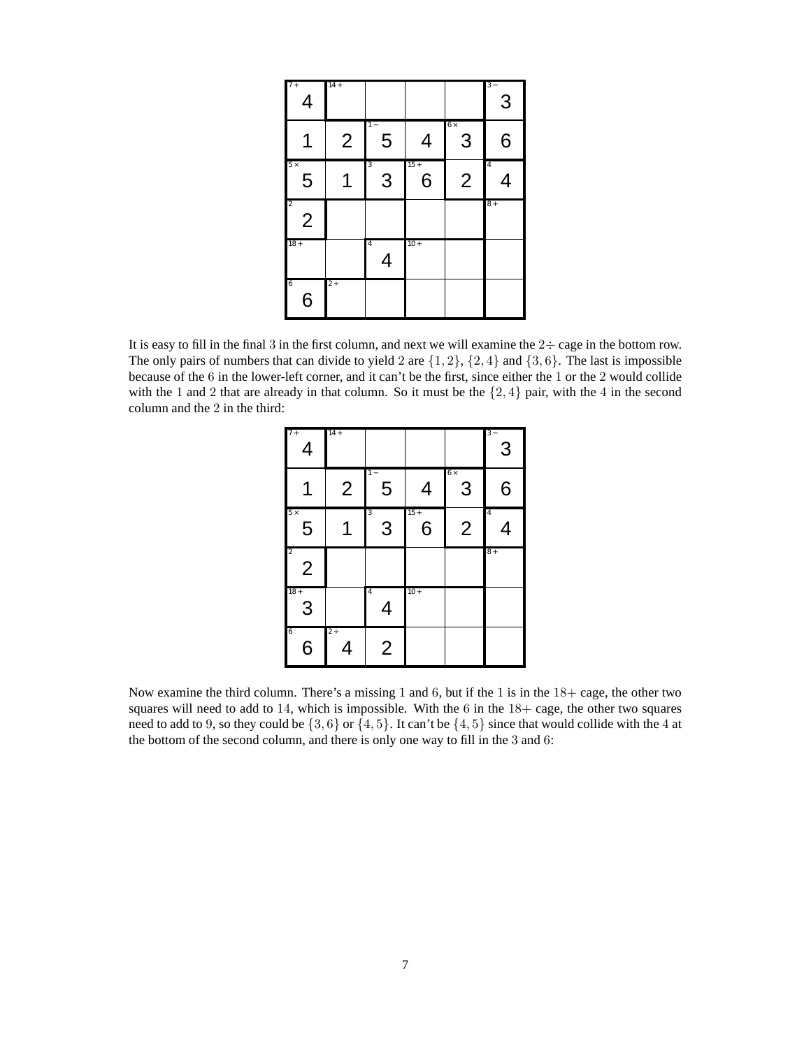| 7+ 4 | 14+ | | | | 3− 3 |
|---|---|---|---|---|---|
| 1 | 2 | 1− 5 | 4 | 6× 3 | 6 |
| 5× 5 | 1 | 3 3 | 15+ 6 | 2 | 4 4 |
| 2 2 | | | | | 8+ |
| 18+ | | 4 4 | 10+ | | |
| 6 6 | 2÷ | | | | |

It is easy to fill in the final 3 in the first column, and next we will examine the $2\div$ cage in the bottom row. The only pairs of numbers that can divide to yield 2 are $\{1, 2\}$, $\{2, 4\}$ and $\{3, 6\}$. The last is impossible because of the 6 in the lower-left corner, and it can't be the first, since either the 1 or the 2 would collide with the 1 and 2 that are already in that column. So it must be the $\{2, 4\}$ pair, with the 4 in the second column and the 2 in the third:

| 7+ 4 | 14+ | | | | 3− 3 |
|---|---|---|---|---|---|
| 1 | 2 | 1− 5 | 4 | 6× 3 | 6 |
| 5× 5 | 1 | 3 3 | 15+ 6 | 2 | 4 4 |
| 2 2 | | | | | 8+ |
| 18+ 3 | | 4 4 | 10+ | | |
| 6 6 | 2÷ 4 | 2 | | | |

Now examine the third column. There's a missing 1 and 6, but if the 1 is in the $18+$ cage, the other two squares will need to add to 14, which is impossible. With the 6 in the $18+$ cage, the other two squares need to add to 9, so they could be $\{3, 6\}$ or $\{4, 5\}$. It can't be $\{4, 5\}$ since that would collide with the 4 at the bottom of the second column, and there is only one way to fill in the 3 and 6: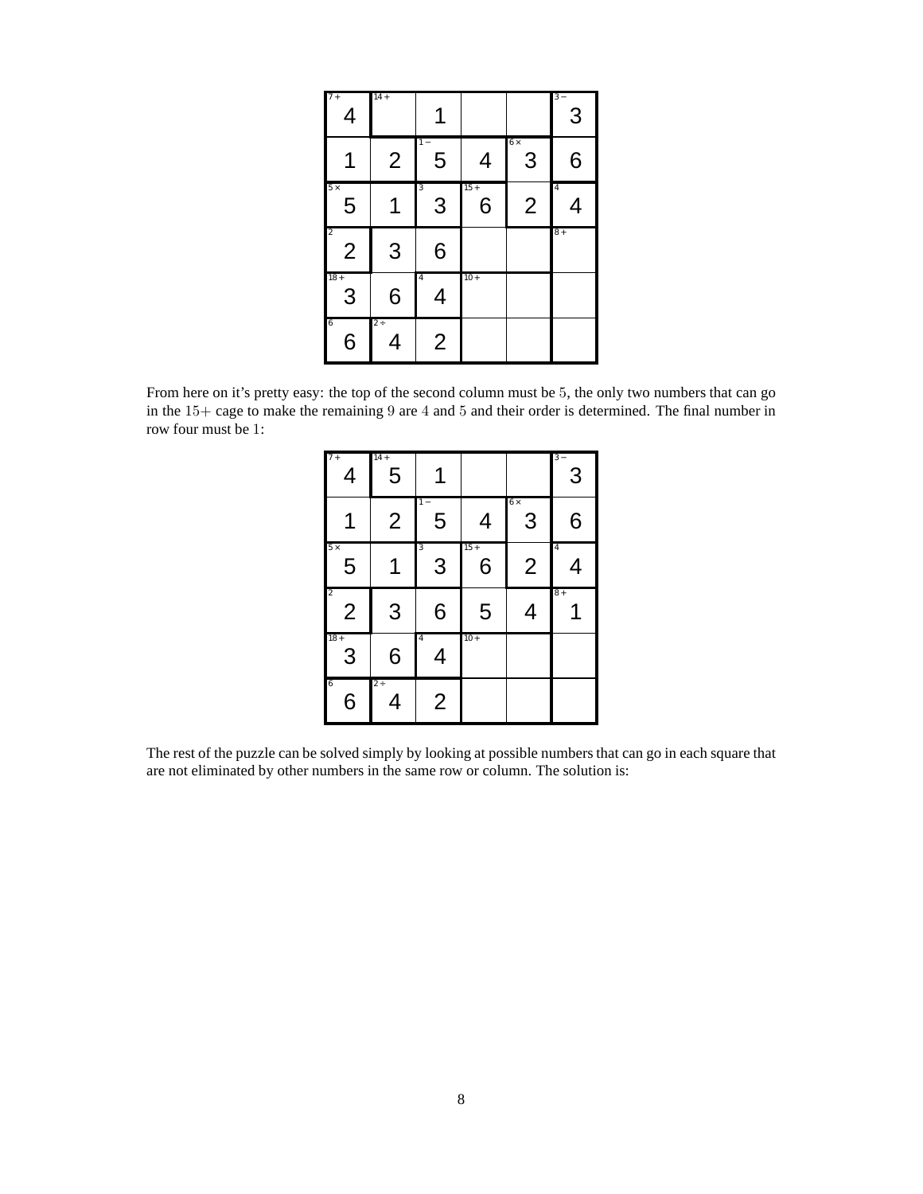| 7+ 4 | 14+ | 1 | | | 3− 3 |
|---|---|---|---|---|---|
| 1 | 2 | 1− 5 | 4 | 6× 3 | 6 |
| 5× 5 | 1 | 3 3 | 15+ 6 | 2 | 4 4 |
| 2 2 | 3 | 6 | | | 8+ |
| 18+ 3 | 6 | 4 4 | 10+ | | |
| 6 6 | 2÷ 4 | 2 | | | |

From here on it's pretty easy: the top of the second column must be $5$, the only two numbers that can go in the $15+$ cage to make the remaining $9$ are $4$ and $5$ and their order is determined. The final number in row four must be $1$:

| 7+ 4 | 14+ 5 | 1 | | | 3− 3 |
|---|---|---|---|---|---|
| 1 | 2 | 1− 5 | 4 | 6× 3 | 6 |
| 5× 5 | 1 | 3 3 | 15+ 6 | 2 | 4 4 |
| 2 2 | 3 | 6 | 5 | 4 | 8+ 1 |
| 18+ 3 | 6 | 4 4 | 10+ | | |
| 6 6 | 2÷ 4 | 2 | | | |

The rest of the puzzle can be solved simply by looking at possible numbers that can go in each square that are not eliminated by other numbers in the same row or column. The solution is: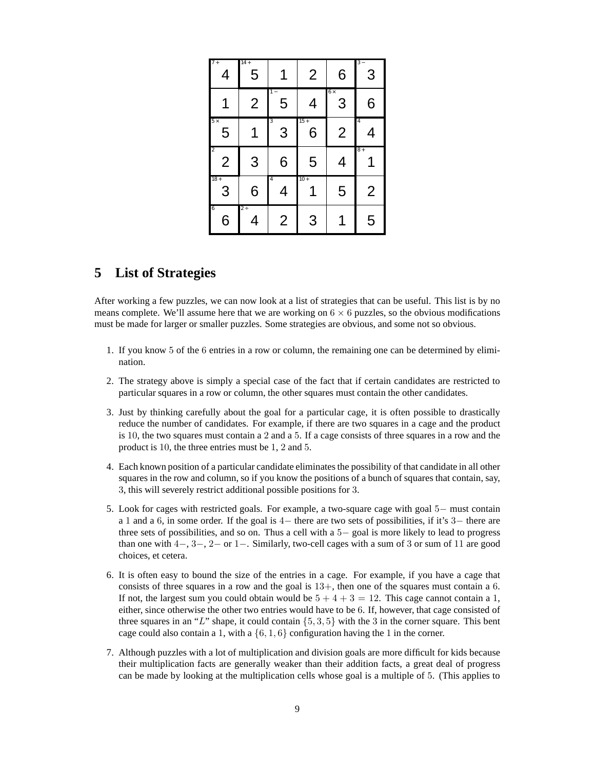| 7+ 4 | 14+ 5 | 1 | 2 | 6 | 3− 3 |
|---|---|---|---|---|---|
| 1 | 2 | 1− 5 | 4 | 6× 3 | 6 |
| 5× 5 | 1 | 3 3 | 15+ 6 | 2 | 4 4 |
| 2 2 | 3 | 6 | 5 | 4 | 8+ 1 |
| 18+ 3 | 6 | 4 4 | 10+ 1 | 5 | 2 |
| 6 6 | 2÷ 4 | 2 | 3 | 1 | 5 |

## 5 List of Strategies

After working a few puzzles, we can now look at a list of strategies that can be useful. This list is by no means complete. We'll assume here that we are working on $6 \times 6$ puzzles, so the obvious modifications must be made for larger or smaller puzzles. Some strategies are obvious, and some not so obvious.

1. If you know $5$ of the $6$ entries in a row or column, the remaining one can be determined by elimination.

2. The strategy above is simply a special case of the fact that if certain candidates are restricted to particular squares in a row or column, the other squares must contain the other candidates.

3. Just by thinking carefully about the goal for a particular cage, it is often possible to drastically reduce the number of candidates. For example, if there are two squares in a cage and the product is $10$, the two squares must contain a $2$ and a $5$. If a cage consists of three squares in a row and the product is $10$, the three entries must be $1$, $2$ and $5$.

4. Each known position of a particular candidate eliminates the possibility of that candidate in all other squares in the row and column, so if you know the positions of a bunch of squares that contain, say, $3$, this will severely restrict additional possible positions for $3$.

5. Look for cages with restricted goals. For example, a two-square cage with goal $5-$ must contain a $1$ and a $6$, in some order. If the goal is $4-$ there are two sets of possibilities, if it's $3-$ there are three sets of possibilities, and so on. Thus a cell with a $5-$ goal is more likely to lead to progress than one with $4-$, $3-$, $2-$ or $1-$. Similarly, two-cell cages with a sum of $3$ or sum of $11$ are good choices, et cetera.

6. It is often easy to bound the size of the entries in a cage. For example, if you have a cage that consists of three squares in a row and the goal is $13+$, then one of the squares must contain a $6$. If not, the largest sum you could obtain would be $5 + 4 + 3 = 12$. This cage cannot contain a $1$, either, since otherwise the other two entries would have to be $6$. If, however, that cage consisted of three squares in an "$L$" shape, it could contain $\{5, 3, 5\}$ with the $3$ in the corner square. This bent cage could also contain a $1$, with a $\{6, 1, 6\}$ configuration having the $1$ in the corner.

7. Although puzzles with a lot of multiplication and division goals are more difficult for kids because their multiplication facts are generally weaker than their addition facts, a great deal of progress can be made by looking at the multiplication cells whose goal is a multiple of $5$. (This applies to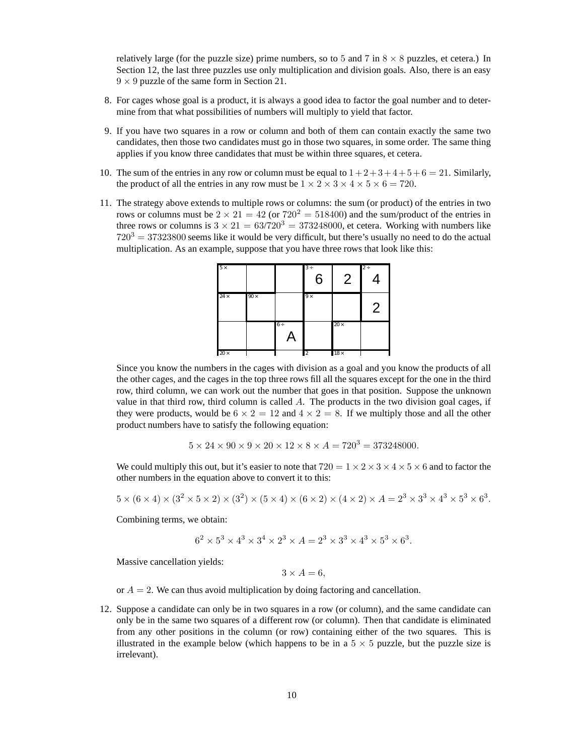relatively large (for the puzzle size) prime numbers, so to 5 and 7 in $8 \times 8$ puzzles, et cetera.) In Section 12, the last three puzzles use only multiplication and division goals. Also, there is an easy $9 \times 9$ puzzle of the same form in Section 21.

8. For cages whose goal is a product, it is always a good idea to factor the goal number and to determine from that what possibilities of numbers will multiply to yield that factor.

9. If you have two squares in a row or column and both of them can contain exactly the same two candidates, then those two candidates must go in those two squares, in some order. The same thing applies if you know three candidates that must be within three squares, et cetera.

10. The sum of the entries in any row or column must be equal to $1+2+3+4+5+6 = 21$. Similarly, the product of all the entries in any row must be $1 \times 2 \times 3 \times 4 \times 5 \times 6 = 720$.

11. The strategy above extends to multiple rows or columns: the sum (or product) of the entries in two rows or columns must be $2 \times 21 = 42$ (or $720^2 = 518400$) and the sum/product of the entries in three rows or columns is $3 \times 21 = 63/720^3 = 373248000$, et cetera. Working with numbers like $720^3 = 37323800$ seems like it would be very difficult, but there's usually no need to do the actual multiplication. As an example, suppose that you have three rows that look like this:

| | | | | | |
|---|---|---|---|---|---|
| 5× | | | 3÷ 6 | 2 | 2÷ 4 |
| 24× | 90× | | 9× | | 2 |
| | | 6÷ A | | 20× | |
| 20× | | | 2 | 18× | |

Since you know the numbers in the cages with division as a goal and you know the products of all the other cages, and the cages in the top three rows fill all the squares except for the one in the third row, third column, we can work out the number that goes in that position. Suppose the unknown value in that third row, third column is called $A$. The products in the two division goal cages, if they were products, would be $6 \times 2 = 12$ and $4 \times 2 = 8$. If we multiply those and all the other product numbers have to satisfy the following equation:

$$5 \times 24 \times 90 \times 9 \times 20 \times 12 \times 8 \times A = 720^3 = 373248000.$$

We could multiply this out, but it's easier to note that $720 = 1 \times 2 \times 3 \times 4 \times 5 \times 6$ and to factor the other numbers in the equation above to convert it to this:

$$5 \times (6 \times 4) \times (3^2 \times 5 \times 2) \times (3^2) \times (5 \times 4) \times (6 \times 2) \times (4 \times 2) \times A = 2^3 \times 3^3 \times 4^3 \times 5^3 \times 6^3.$$

Combining terms, we obtain:

$$6^2 \times 5^3 \times 4^3 \times 3^4 \times 2^3 \times A = 2^3 \times 3^3 \times 4^3 \times 5^3 \times 6^3.$$

Massive cancellation yields:

$$3 \times A = 6,$$

or $A = 2$. We can thus avoid multiplication by doing factoring and cancellation.

12. Suppose a candidate can only be in two squares in a row (or column), and the same candidate can only be in the same two squares of a different row (or column). Then that candidate is eliminated from any other positions in the column (or row) containing either of the two squares. This is illustrated in the example below (which happens to be in a $5 \times 5$ puzzle, but the puzzle size is irrelevant).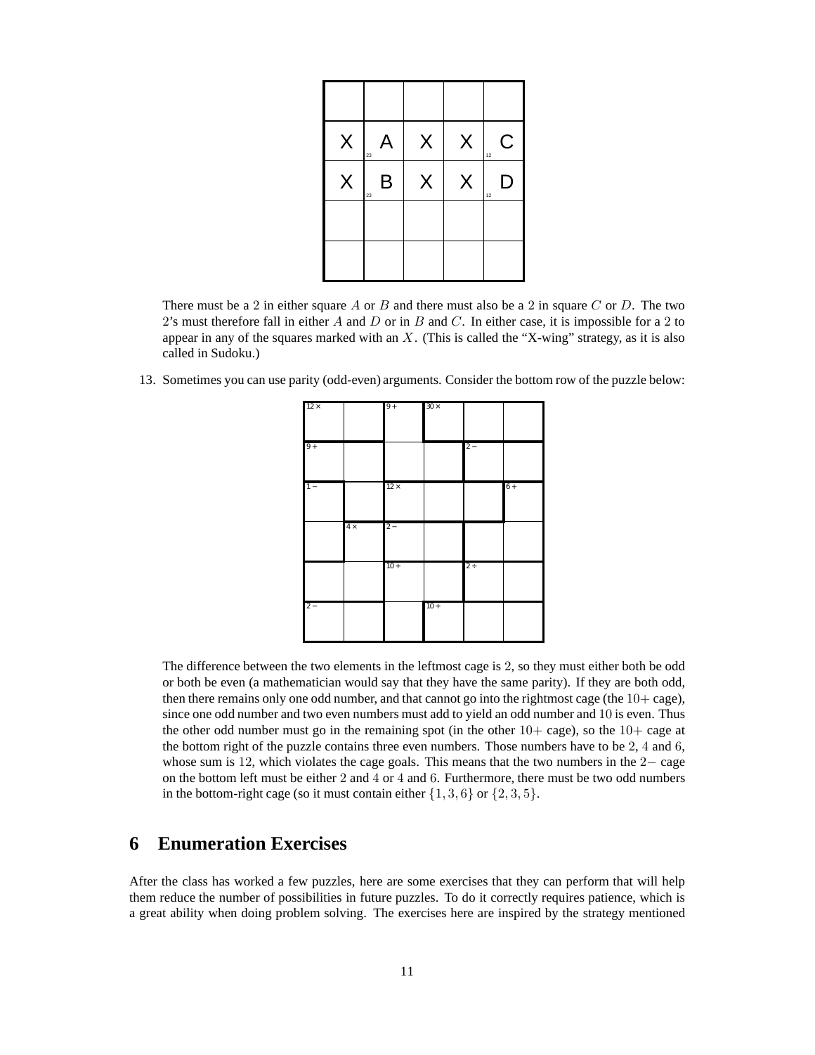|   |   |   |   |   |
|---|---|---|---|---|
|   |   |   |   |   |
| X | A (23) | X | X | C (12) |
| X | B (23) | X | X | D (12) |
|   |   |   |   |   |
|   |   |   |   |   |

There must be a 2 in either square $A$ or $B$ and there must also be a 2 in square $C$ or $D$. The two 2's must therefore fall in either $A$ and $D$ or in $B$ and $C$. In either case, it is impossible for a 2 to appear in any of the squares marked with an $X$. (This is called the "X-wing" strategy, as it is also called in Sudoku.)

13. Sometimes you can use parity (odd-even) arguments. Consider the bottom row of the puzzle below:

|   |   |   |   |   |   |
|---|---|---|---|---|---|
| 12× |   | 9+ | 30× |   |   |
| 9+ |   |   |   | 2− |   |
| 1− |   | 12× |   |   | 6+ |
|   | 4× | 2− |   |   |   |
|   |   | 10+ |   | 2÷ |   |
| 2− |   |   | 10+ |   |   |

The difference between the two elements in the leftmost cage is 2, so they must either both be odd or both be even (a mathematician would say that they have the same parity). If they are both odd, then there remains only one odd number, and that cannot go into the rightmost cage (the $10+$ cage), since one odd number and two even numbers must add to yield an odd number and 10 is even. Thus the other odd number must go in the remaining spot (in the other $10+$ cage), so the $10+$ cage at the bottom right of the puzzle contains three even numbers. Those numbers have to be 2, 4 and 6, whose sum is 12, which violates the cage goals. This means that the two numbers in the $2-$ cage on the bottom left must be either 2 and 4 or 4 and 6. Furthermore, there must be two odd numbers in the bottom-right cage (so it must contain either $\{1, 3, 6\}$ or $\{2, 3, 5\}$.

## 6 Enumeration Exercises

After the class has worked a few puzzles, here are some exercises that they can perform that will help them reduce the number of possibilities in future puzzles. To do it correctly requires patience, which is a great ability when doing problem solving. The exercises here are inspired by the strategy mentioned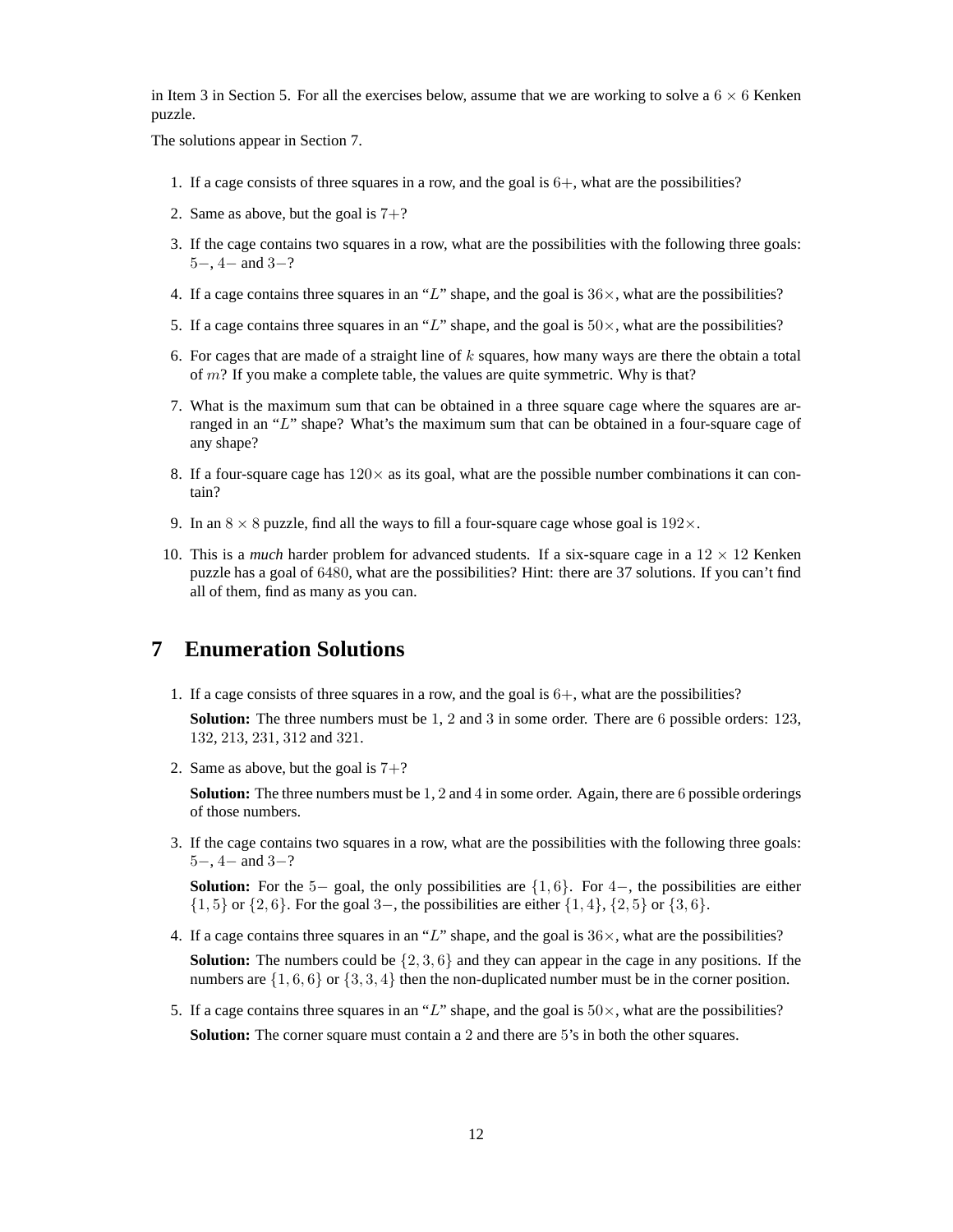in Item 3 in Section 5. For all the exercises below, assume that we are working to solve a $6 \times 6$ Kenken puzzle.

The solutions appear in Section 7.

1. If a cage consists of three squares in a row, and the goal is $6+$, what are the possibilities?
2. Same as above, but the goal is $7+$?
3. If the cage contains two squares in a row, what are the possibilities with the following three goals: $5-$, $4-$ and $3-$?
4. If a cage contains three squares in an "$L$" shape, and the goal is $36\times$, what are the possibilities?
5. If a cage contains three squares in an "$L$" shape, and the goal is $50\times$, what are the possibilities?
6. For cages that are made of a straight line of $k$ squares, how many ways are there the obtain a total of $m$? If you make a complete table, the values are quite symmetric. Why is that?
7. What is the maximum sum that can be obtained in a three square cage where the squares are arranged in an "$L$" shape? What's the maximum sum that can be obtained in a four-square cage of any shape?
8. If a four-square cage has $120\times$ as its goal, what are the possible number combinations it can contain?
9. In an $8 \times 8$ puzzle, find all the ways to fill a four-square cage whose goal is $192\times$.
10. This is a *much* harder problem for advanced students. If a six-square cage in a $12 \times 12$ Kenken puzzle has a goal of $6480$, what are the possibilities? Hint: there are 37 solutions. If you can't find all of them, find as many as you can.

# 7 Enumeration Solutions

1. If a cage consists of three squares in a row, and the goal is $6+$, what are the possibilities?

   **Solution:** The three numbers must be $1$, $2$ and $3$ in some order. There are $6$ possible orders: $123$, $132$, $213$, $231$, $312$ and $321$.

2. Same as above, but the goal is $7+$?

   **Solution:** The three numbers must be $1$, $2$ and $4$ in some order. Again, there are $6$ possible orderings of those numbers.

3. If the cage contains two squares in a row, what are the possibilities with the following three goals: $5-$, $4-$ and $3-$?

   **Solution:** For the $5-$ goal, the only possibilities are $\{1, 6\}$. For $4-$, the possibilities are either $\{1, 5\}$ or $\{2, 6\}$. For the goal $3-$, the possibilities are either $\{1, 4\}$, $\{2, 5\}$ or $\{3, 6\}$.

4. If a cage contains three squares in an "$L$" shape, and the goal is $36\times$, what are the possibilities?

   **Solution:** The numbers could be $\{2, 3, 6\}$ and they can appear in the cage in any positions. If the numbers are $\{1, 6, 6\}$ or $\{3, 3, 4\}$ then the non-duplicated number must be in the corner position.

5. If a cage contains three squares in an "$L$" shape, and the goal is $50\times$, what are the possibilities?

   **Solution:** The corner square must contain a $2$ and there are $5$'s in both the other squares.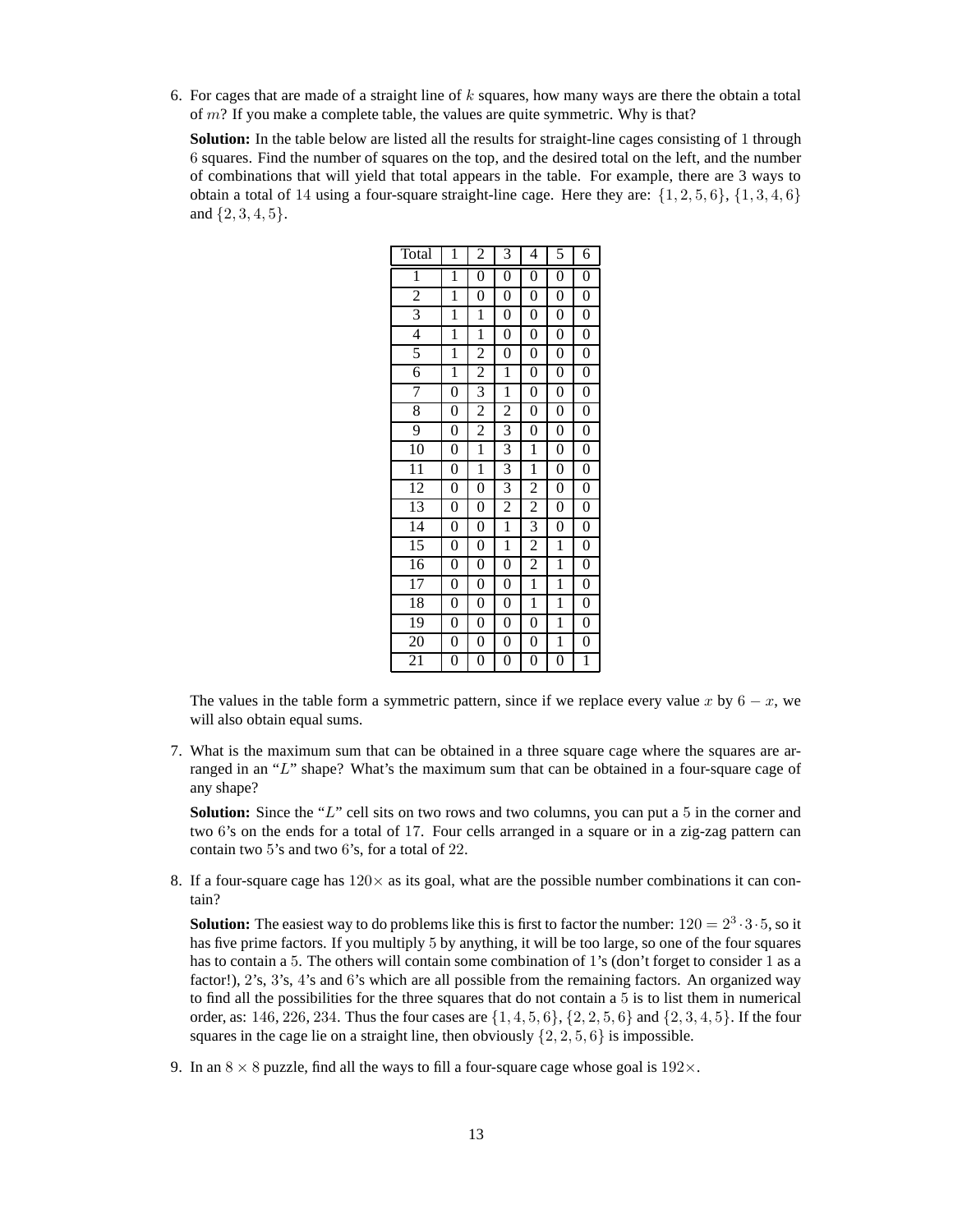6. For cages that are made of a straight line of $k$ squares, how many ways are there the obtain a total of $m$? If you make a complete table, the values are quite symmetric. Why is that?

   **Solution:** In the table below are listed all the results for straight-line cages consisting of 1 through 6 squares. Find the number of squares on the top, and the desired total on the left, and the number of combinations that will yield that total appears in the table. For example, there are 3 ways to obtain a total of 14 using a four-square straight-line cage. Here they are: $\{1, 2, 5, 6\}$, $\{1, 3, 4, 6\}$ and $\{2, 3, 4, 5\}$.

| Total | 1 | 2 | 3 | 4 | 5 | 6 |
|---|---|---|---|---|---|---|
| 1 | 1 | 0 | 0 | 0 | 0 | 0 |
| 2 | 1 | 0 | 0 | 0 | 0 | 0 |
| 3 | 1 | 1 | 0 | 0 | 0 | 0 |
| 4 | 1 | 1 | 0 | 0 | 0 | 0 |
| 5 | 1 | 2 | 0 | 0 | 0 | 0 |
| 6 | 1 | 2 | 1 | 0 | 0 | 0 |
| 7 | 0 | 3 | 1 | 0 | 0 | 0 |
| 8 | 0 | 2 | 2 | 0 | 0 | 0 |
| 9 | 0 | 2 | 3 | 0 | 0 | 0 |
| 10 | 0 | 1 | 3 | 1 | 0 | 0 |
| 11 | 0 | 1 | 3 | 1 | 0 | 0 |
| 12 | 0 | 0 | 3 | 2 | 0 | 0 |
| 13 | 0 | 0 | 2 | 2 | 0 | 0 |
| 14 | 0 | 0 | 1 | 3 | 0 | 0 |
| 15 | 0 | 0 | 1 | 2 | 1 | 0 |
| 16 | 0 | 0 | 0 | 2 | 1 | 0 |
| 17 | 0 | 0 | 0 | 1 | 1 | 0 |
| 18 | 0 | 0 | 0 | 1 | 1 | 0 |
| 19 | 0 | 0 | 0 | 0 | 1 | 0 |
| 20 | 0 | 0 | 0 | 0 | 1 | 0 |
| 21 | 0 | 0 | 0 | 0 | 0 | 1 |

   The values in the table form a symmetric pattern, since if we replace every value $x$ by $6 - x$, we will also obtain equal sums.

7. What is the maximum sum that can be obtained in a three square cage where the squares are arranged in an "$L$" shape? What's the maximum sum that can be obtained in a four-square cage of any shape?

   **Solution:** Since the "$L$" cell sits on two rows and two columns, you can put a 5 in the corner and two 6's on the ends for a total of 17. Four cells arranged in a square or in a zig-zag pattern can contain two 5's and two 6's, for a total of 22.

8. If a four-square cage has $120\times$ as its goal, what are the possible number combinations it can contain?

   **Solution:** The easiest way to do problems like this is first to factor the number: $120 = 2^3 \cdot 3 \cdot 5$, so it has five prime factors. If you multiply 5 by anything, it will be too large, so one of the four squares has to contain a 5. The others will contain some combination of 1's (don't forget to consider 1 as a factor!), 2's, 3's, 4's and 6's which are all possible from the remaining factors. An organized way to find all the possibilities for the three squares that do not contain a 5 is to list them in numerical order, as: 146, 226, 234. Thus the four cases are $\{1, 4, 5, 6\}$, $\{2, 2, 5, 6\}$ and $\{2, 3, 4, 5\}$. If the four squares in the cage lie on a straight line, then obviously $\{2, 2, 5, 6\}$ is impossible.

9. In an $8 \times 8$ puzzle, find all the ways to fill a four-square cage whose goal is $192\times$.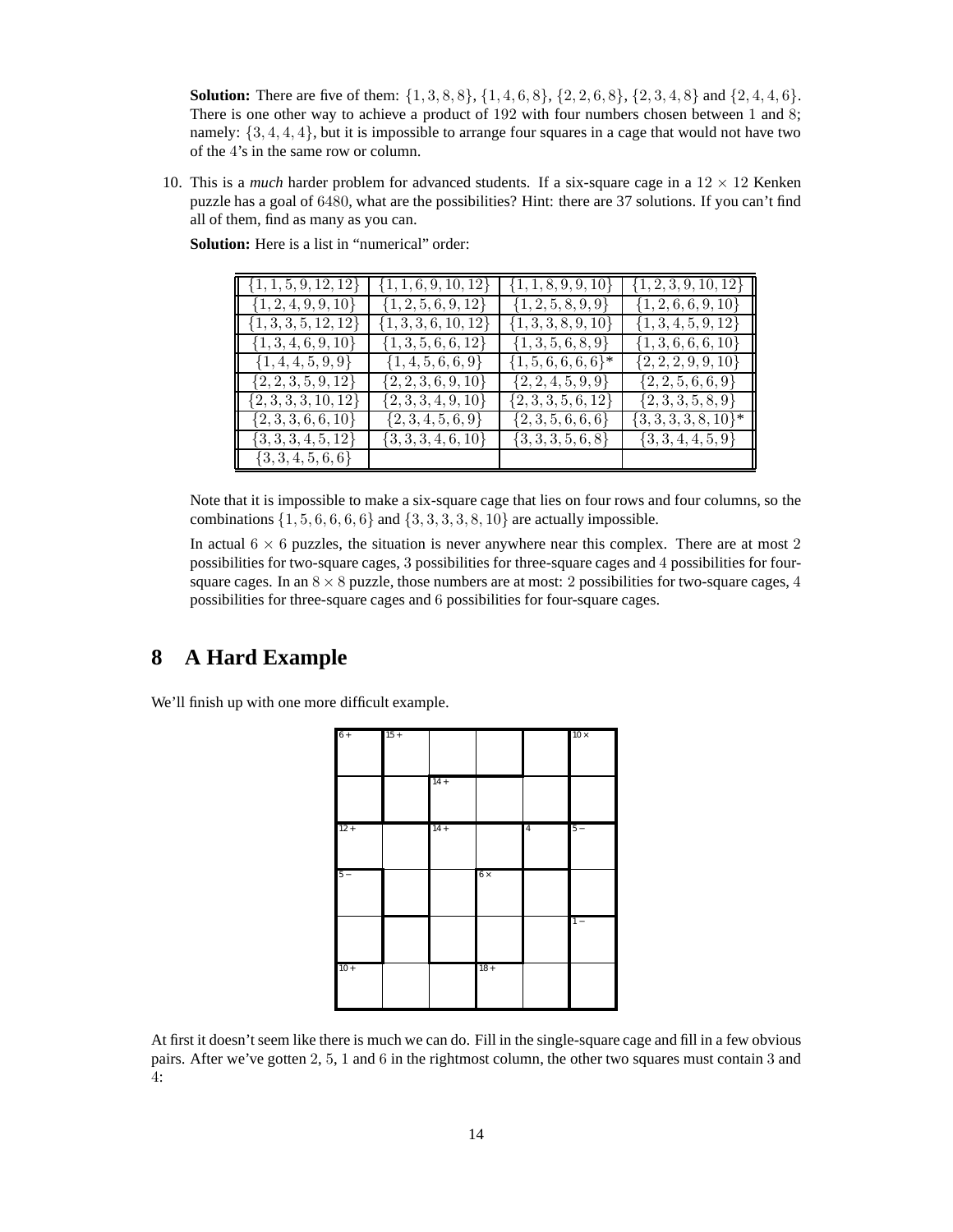**Solution:** There are five of them: $\{1, 3, 8, 8\}$, $\{1, 4, 6, 8\}$, $\{2, 2, 6, 8\}$, $\{2, 3, 4, 8\}$ and $\{2, 4, 4, 6\}$. There is one other way to achieve a product of $192$ with four numbers chosen between $1$ and $8$; namely: $\{3, 4, 4, 4\}$, but it is impossible to arrange four squares in a cage that would not have two of the $4$'s in the same row or column.

10. This is a *much* harder problem for advanced students. If a six-square cage in a $12 \times 12$ Kenken puzzle has a goal of $6480$, what are the possibilities? Hint: there are 37 solutions. If you can't find all of them, find as many as you can.

    **Solution:** Here is a list in "numerical" order:

| | | | |
|---|---|---|---|
| $\{1, 1, 5, 9, 12, 12\}$ | $\{1, 1, 6, 9, 10, 12\}$ | $\{1, 1, 8, 9, 9, 10\}$ | $\{1, 2, 3, 9, 10, 12\}$ |
| $\{1, 2, 4, 9, 9, 10\}$ | $\{1, 2, 5, 6, 9, 12\}$ | $\{1, 2, 5, 8, 9, 9\}$ | $\{1, 2, 6, 6, 9, 10\}$ |
| $\{1, 3, 3, 5, 12, 12\}$ | $\{1, 3, 3, 6, 10, 12\}$ | $\{1, 3, 3, 8, 9, 10\}$ | $\{1, 3, 4, 5, 9, 12\}$ |
| $\{1, 3, 4, 6, 9, 10\}$ | $\{1, 3, 5, 6, 6, 12\}$ | $\{1, 3, 5, 6, 8, 9\}$ | $\{1, 3, 6, 6, 6, 10\}$ |
| $\{1, 4, 4, 5, 9, 9\}$ | $\{1, 4, 5, 6, 6, 9\}$ | $\{1, 5, 6, 6, 6, 6\}$* | $\{2, 2, 2, 9, 9, 10\}$ |
| $\{2, 2, 3, 5, 9, 12\}$ | $\{2, 2, 3, 6, 9, 10\}$ | $\{2, 2, 4, 5, 9, 9\}$ | $\{2, 2, 5, 6, 6, 9\}$ |
| $\{2, 3, 3, 3, 10, 12\}$ | $\{2, 3, 3, 4, 9, 10\}$ | $\{2, 3, 3, 5, 6, 12\}$ | $\{2, 3, 3, 5, 8, 9\}$ |
| $\{2, 3, 3, 6, 6, 10\}$ | $\{2, 3, 4, 5, 6, 9\}$ | $\{2, 3, 5, 6, 6, 6\}$ | $\{3, 3, 3, 3, 8, 10\}$* |
| $\{3, 3, 3, 4, 5, 12\}$ | $\{3, 3, 3, 4, 6, 10\}$ | $\{3, 3, 3, 5, 6, 8\}$ | $\{3, 3, 4, 4, 5, 9\}$ |
| $\{3, 3, 4, 5, 6, 6\}$ | | | |

    Note that it is impossible to make a six-square cage that lies on four rows and four columns, so the combinations $\{1, 5, 6, 6, 6, 6\}$ and $\{3, 3, 3, 3, 8, 10\}$ are actually impossible.

    In actual $6 \times 6$ puzzles, the situation is never anywhere near this complex. There are at most $2$ possibilities for two-square cages, $3$ possibilities for three-square cages and $4$ possibilities for four-square cages. In an $8 \times 8$ puzzle, those numbers are at most: $2$ possibilities for two-square cages, $4$ possibilities for three-square cages and $6$ possibilities for four-square cages.

## 8 A Hard Example

We'll finish up with one more difficult example.

| | | | | | |
|---|---|---|---|---|---|
| 6 + | 15 + | | | | 10 × |
| | | 14 + | | | |
| 12 + | | 14 + | | 4 | 5 − |
| 5 − | | | 6 × | | |
| | | | | | 1 − |
| 10 + | | | 18 + | | |

At first it doesn't seem like there is much we can do. Fill in the single-square cage and fill in a few obvious pairs. After we've gotten $2$, $5$, $1$ and $6$ in the rightmost column, the other two squares must contain $3$ and $4$: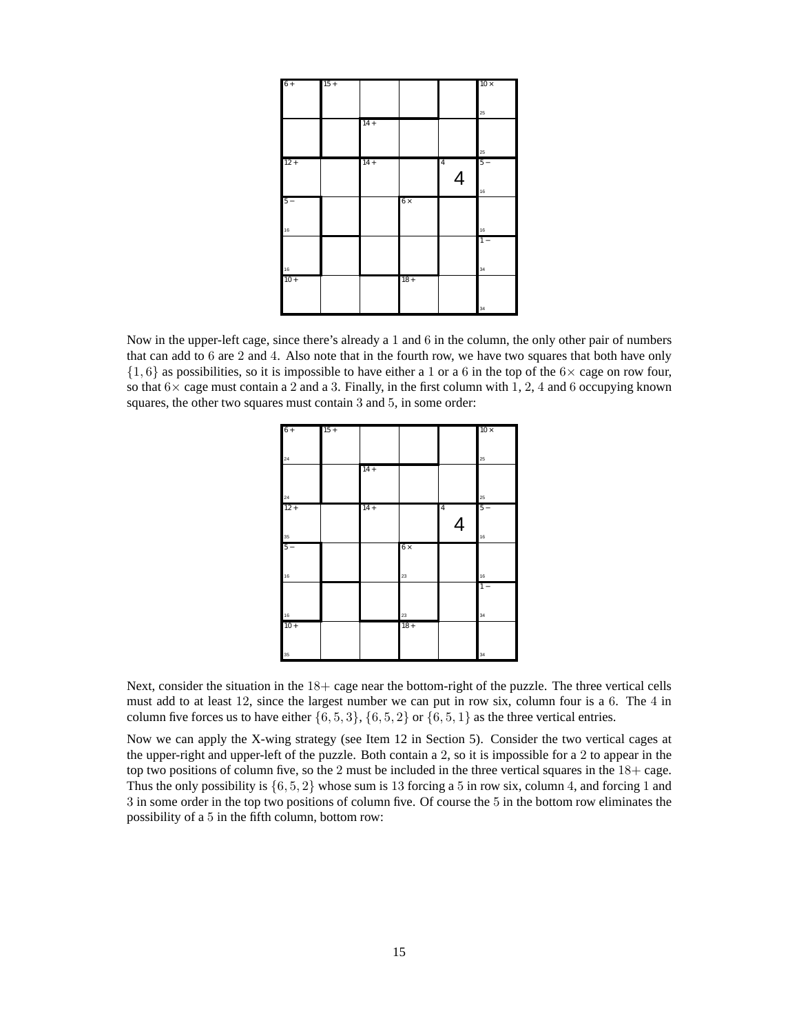| 6+ | 15+ | | | | 10× 25 |
|---|---|---|---|---|---|
| | | 14+ | | | 25 |
| 12+ | | 14+ | | 4 4 | 5− 16 |
| 5− 16 | | | 6× | | 16 |
| 16 | | | | | 1− 34 |
| 10+ | | | 18+ | | 34 |

Now in the upper-left cage, since there's already a 1 and 6 in the column, the only other pair of numbers that can add to 6 are 2 and 4. Also note that in the fourth row, we have two squares that both have only $\{1, 6\}$ as possibilities, so it is impossible to have either a 1 or a 6 in the top of the $6\times$ cage on row four, so that $6\times$ cage must contain a 2 and a 3. Finally, in the first column with 1, 2, 4 and 6 occupying known squares, the other two squares must contain 3 and 5, in some order:

| 6+ 24 | 15+ | | | | 10× 25 |
|---|---|---|---|---|---|
| 24 | | 14+ | | | 25 |
| 12+ 35 | | 14+ | | 4 4 | 5− 16 |
| 5− 16 | | | 6× 23 | | 16 |
| 16 | | | 23 | | 1− 34 |
| 10+ 35 | | | 18+ | | 34 |

Next, consider the situation in the $18+$ cage near the bottom-right of the puzzle. The three vertical cells must add to at least 12, since the largest number we can put in row six, column four is a 6. The 4 in column five forces us to have either $\{6, 5, 3\}$, $\{6, 5, 2\}$ or $\{6, 5, 1\}$ as the three vertical entries.

Now we can apply the X-wing strategy (see Item 12 in Section 5). Consider the two vertical cages at the upper-right and upper-left of the puzzle. Both contain a 2, so it is impossible for a 2 to appear in the top two positions of column five, so the 2 must be included in the three vertical squares in the $18+$ cage. Thus the only possibility is $\{6, 5, 2\}$ whose sum is 13 forcing a 5 in row six, column 4, and forcing 1 and 3 in some order in the top two positions of column five. Of course the 5 in the bottom row eliminates the possibility of a 5 in the fifth column, bottom row: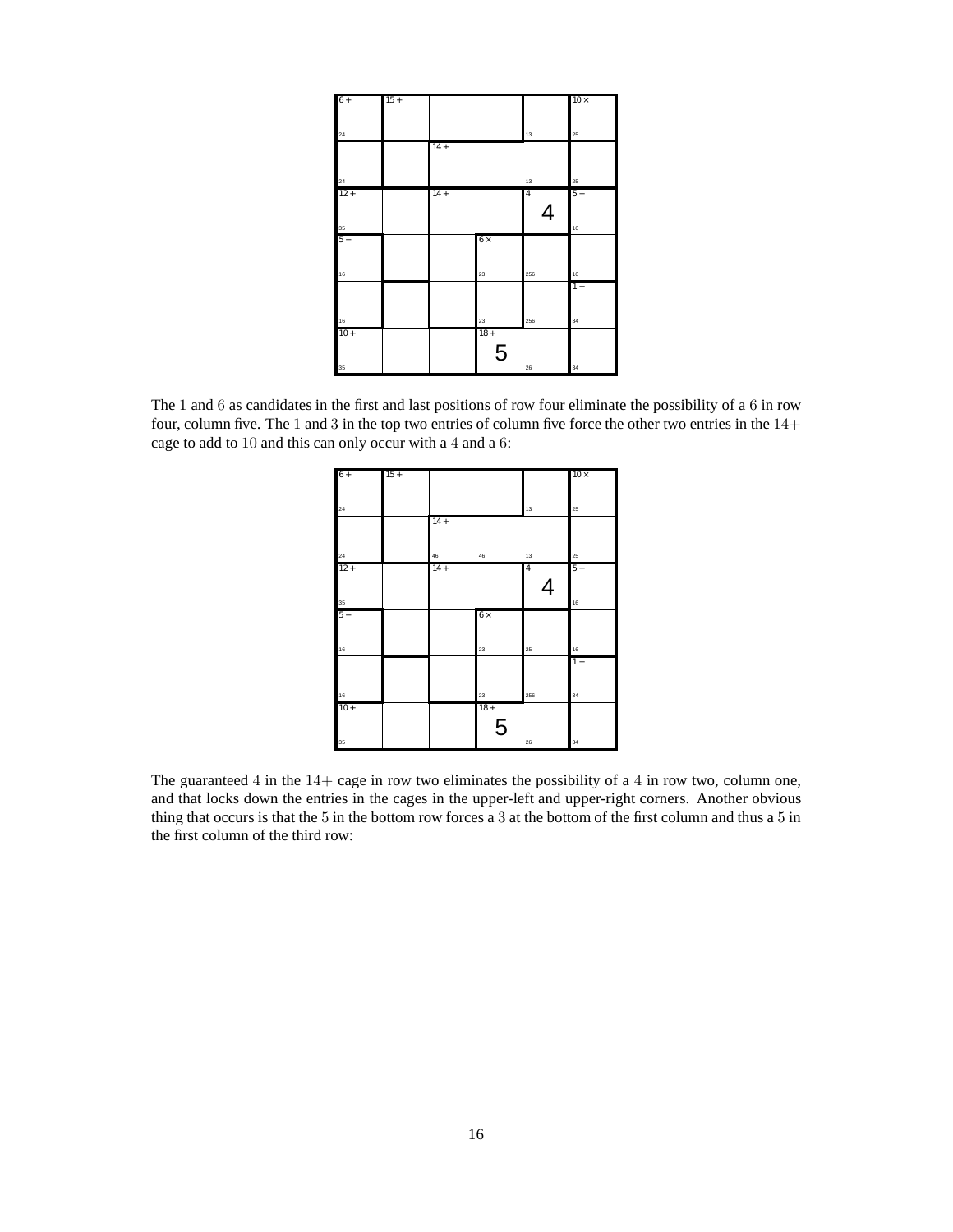| | | | | | |
|---|---|---|---|---|---|
| 6+ <br> 24 | 15+ | | | 13 | 10× <br> 25 |
| 24 | | 14+ | | 13 | 25 |
| 12+ <br> 35 | | 14+ | | 4 <br> **4** | 5− <br> 16 |
| 5− <br> 16 | | | 6× <br> 23 | 256 | 16 |
| 16 | | | 23 | 256 | 1− <br> 34 |
| 10+ <br> 35 | | | 18+ <br> **5** | 26 | 34 |

The 1 and 6 as candidates in the first and last positions of row four eliminate the possibility of a 6 in row four, column five. The 1 and 3 in the top two entries of column five force the other two entries in the $14+$ cage to add to 10 and this can only occur with a 4 and a 6:

| | | | | | |
|---|---|---|---|---|---|
| 6+ <br> 24 | 15+ | | | 13 | 10× <br> 25 |
| 24 | | 14+ <br> 46 | 46 | 13 | 25 |
| 12+ <br> 35 | | 14+ | | 4 <br> **4** | 5− <br> 16 |
| 5− <br> 16 | | | 6× <br> 23 | 25 | 16 |
| 16 | | | 23 | 256 | 1− <br> 34 |
| 10+ <br> 35 | | | 18+ <br> **5** | 26 | 34 |

The guaranteed 4 in the $14+$ cage in row two eliminates the possibility of a 4 in row two, column one, and that locks down the entries in the cages in the upper-left and upper-right corners. Another obvious thing that occurs is that the 5 in the bottom row forces a 3 at the bottom of the first column and thus a 5 in the first column of the third row: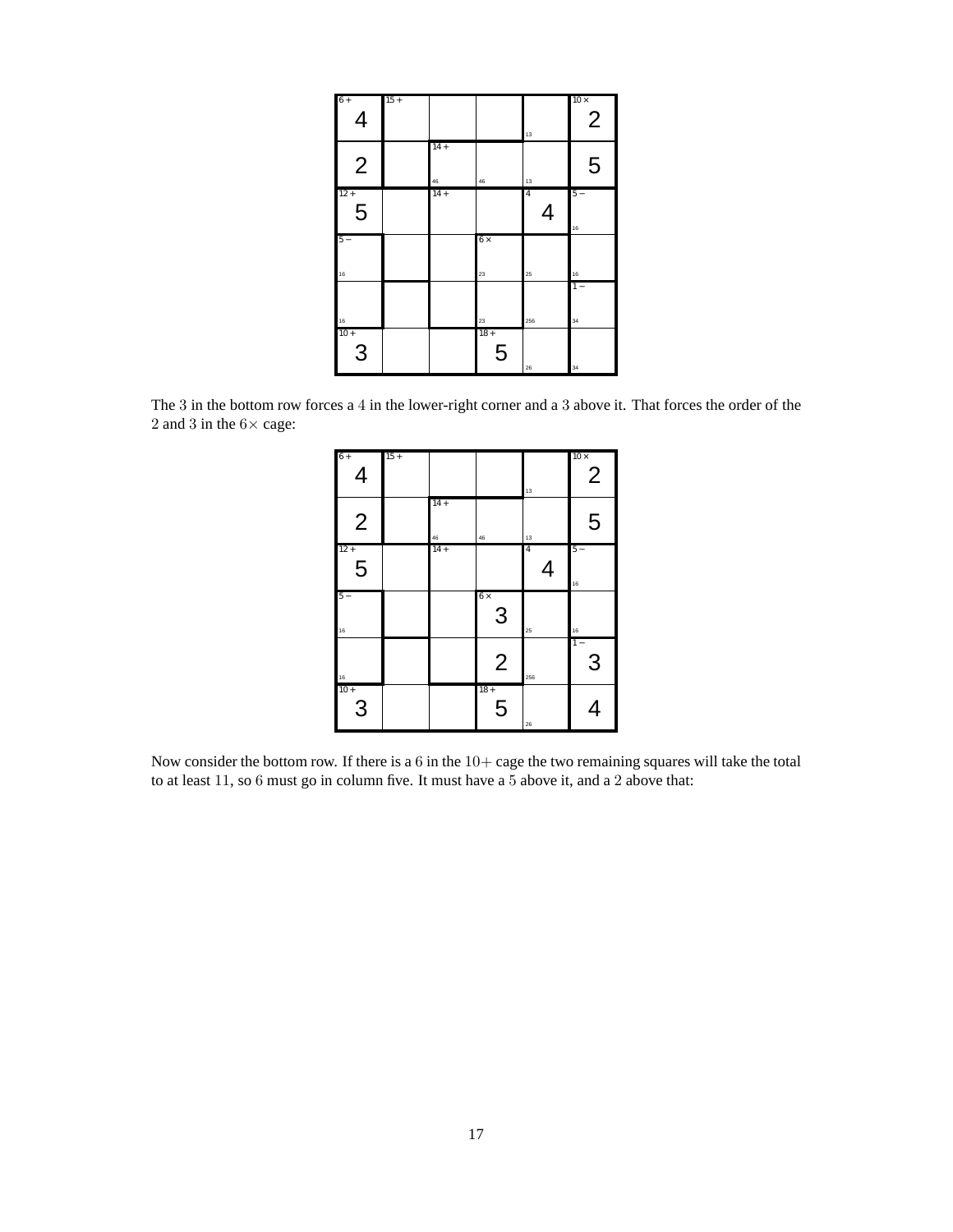| | | | | | |
|---|---|---|---|---|---|
| 6+ 4 | 15+ | | | 13 | 10× 2 |
| 2 | | 14+ 46 | 46 | 13 | 5 |
| 12+ 5 | | 14+ | | 4 4 | 5− 16 |
| 5− 16 | | | 6× 23 | 25 | 16 |
| 16 | | | 23 | 256 | 1− 34 |
| 10+ 3 | | | 18+ 5 | 26 | 34 |

The 3 in the bottom row forces a 4 in the lower-right corner and a 3 above it. That forces the order of the 2 and 3 in the $6\times$ cage:

| | | | | | |
|---|---|---|---|---|---|
| 6+ 4 | 15+ | | | 13 | 10× 2 |
| 2 | | 14+ 46 | 46 | 13 | 5 |
| 12+ 5 | | 14+ | | 4 4 | 5− 16 |
| 5− 16 | | | 6× 3 | 25 | 16 |
| 16 | | | 2 | 256 | 1− 3 |
| 10+ 3 | | | 18+ 5 | 26 | 4 |

Now consider the bottom row. If there is a 6 in the $10+$ cage the two remaining squares will take the total to at least 11, so 6 must go in column five. It must have a 5 above it, and a 2 above that: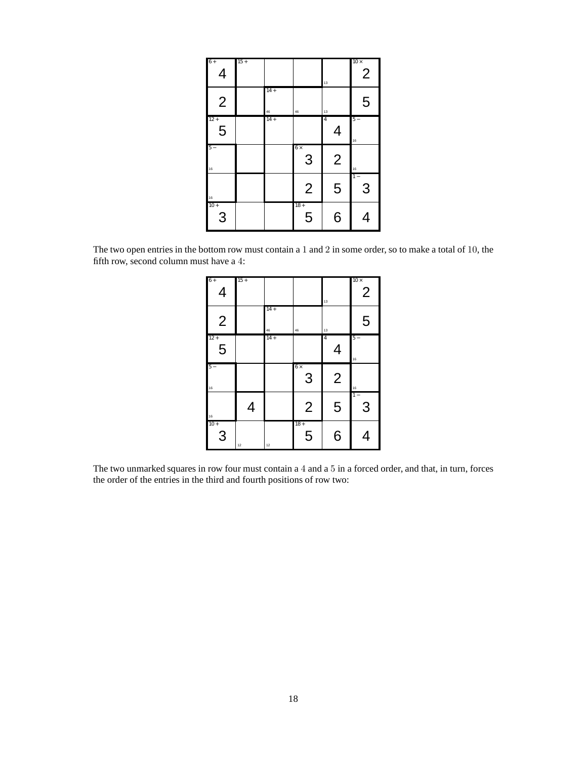| 6+ 4 | 15+ | | | 13 | 10× 2 |
|---|---|---|---|---|---|
| 2 | | 14+ 46 | 46 | 13 | 5 |
| 12+ 5 | | 14+ | | 4 4 | 5− 16 |
| 5− 16 | | | 6× 3 | 2 | 16 |
| 16 | | | 2 | 5 | 1− 3 |
| 10+ 3 | | | 18+ 5 | 6 | 4 |

The two open entries in the bottom row must contain a $1$ and $2$ in some order, so to make a total of $10$, the fifth row, second column must have a $4$:

| 6+ 4 | 15+ | | | 13 | 10× 2 |
|---|---|---|---|---|---|
| 2 | | 14+ 46 | 46 | 13 | 5 |
| 12+ 5 | | 14+ | | 4 4 | 5− 16 |
| 5− 16 | | | 6× 3 | 2 | 16 |
| 16 | 4 | | 2 | 5 | 1− 3 |
| 10+ 3 | 12 | 12 | 18+ 5 | 6 | 4 |

The two unmarked squares in row four must contain a $4$ and a $5$ in a forced order, and that, in turn, forces the order of the entries in the third and fourth positions of row two: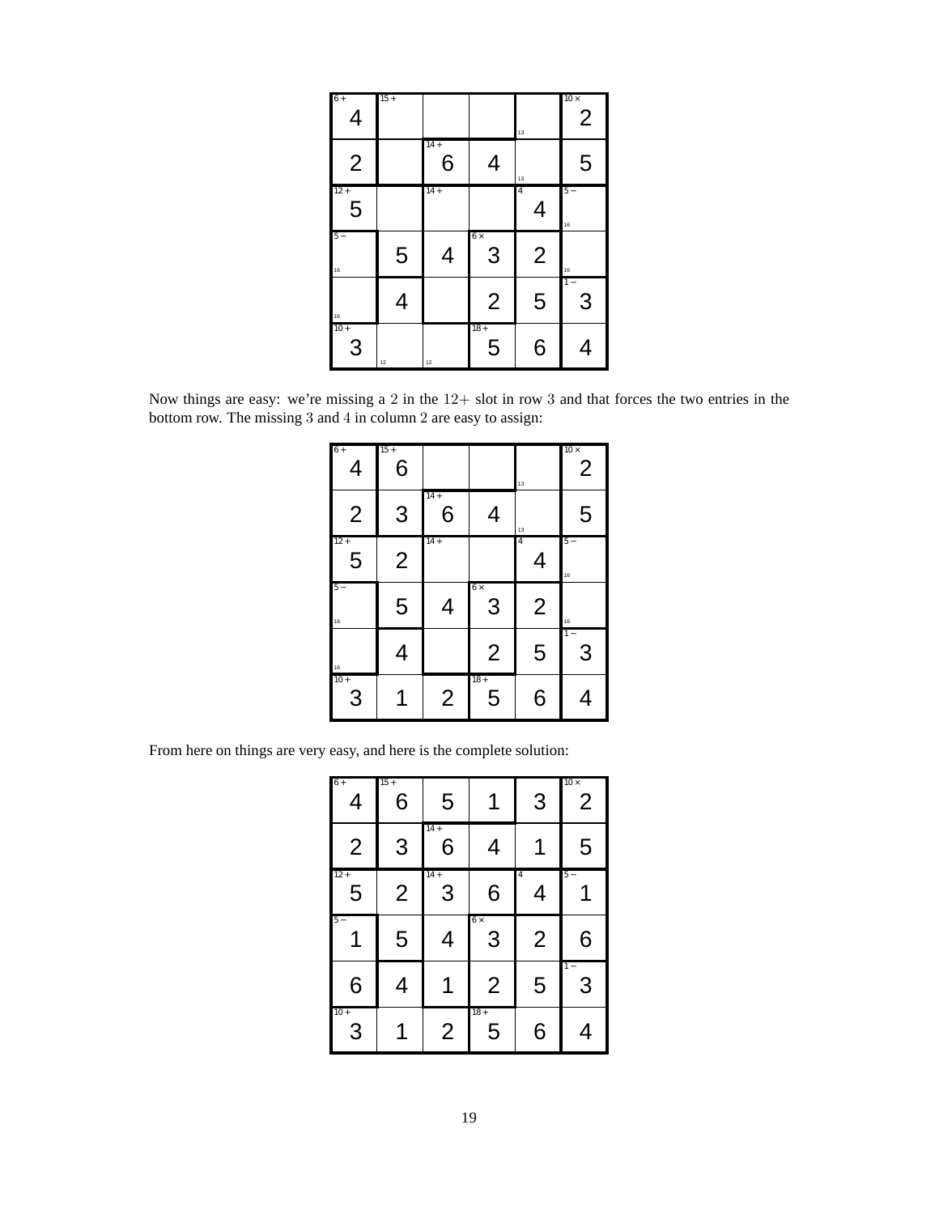| 6+ 4 | 15+ | | | 13 | 10× 2 |
|---|---|---|---|---|---|
| 2 | | 14+ 6 | 4 | 13 | 5 |
| 12+ 5 | | 14+ | | 4 4 | 5− 16 |
| 5− 16 | 5 | 4 | 6× 3 | 2 | 16 |
| 16 | 4 | | 2 | 5 | 1− 3 |
| 10+ 3 | 12 | 12 | 18+ 5 | 6 | 4 |

Now things are easy: we're missing a 2 in the $12+$ slot in row 3 and that forces the two entries in the bottom row. The missing 3 and 4 in column 2 are easy to assign:

| 6+ 4 | 15+ 6 | | | 13 | 10× 2 |
|---|---|---|---|---|---|
| 2 | 3 | 14+ 6 | 4 | 13 | 5 |
| 12+ 5 | 2 | 14+ | | 4 4 | 5− 16 |
| 5− 16 | 5 | 4 | 6× 3 | 2 | 16 |
| 16 | 4 | | 2 | 5 | 1− 3 |
| 10+ 3 | 1 | 2 | 18+ 5 | 6 | 4 |

From here on things are very easy, and here is the complete solution:

| 6+ 4 | 15+ 6 | 5 | 1 | 3 | 10× 2 |
|---|---|---|---|---|---|
| 2 | 3 | 14+ 6 | 4 | 1 | 5 |
| 12+ 5 | 2 | 14+ 3 | 6 | 4 4 | 5− 1 |
| 5− 1 | 5 | 4 | 6× 3 | 2 | 6 |
| 6 | 4 | 1 | 2 | 5 | 1− 3 |
| 10+ 3 | 1 | 2 | 18+ 5 | 6 | 4 |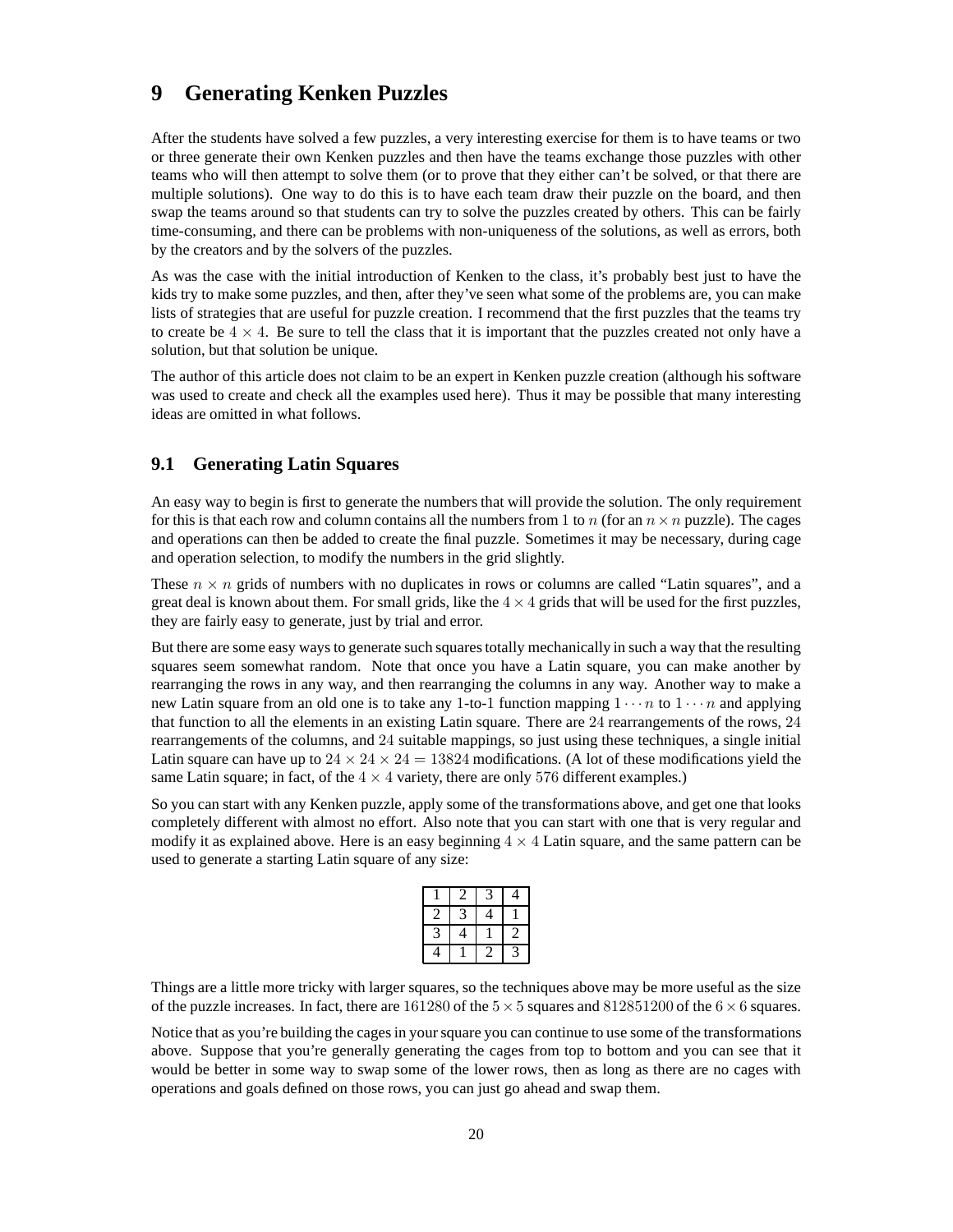# 9 Generating Kenken Puzzles

After the students have solved a few puzzles, a very interesting exercise for them is to have teams or two or three generate their own Kenken puzzles and then have the teams exchange those puzzles with other teams who will then attempt to solve them (or to prove that they either can't be solved, or that there are multiple solutions). One way to do this is to have each team draw their puzzle on the board, and then swap the teams around so that students can try to solve the puzzles created by others. This can be fairly time-consuming, and there can be problems with non-uniqueness of the solutions, as well as errors, both by the creators and by the solvers of the puzzles.

As was the case with the initial introduction of Kenken to the class, it's probably best just to have the kids try to make some puzzles, and then, after they've seen what some of the problems are, you can make lists of strategies that are useful for puzzle creation. I recommend that the first puzzles that the teams try to create be $4 \times 4$. Be sure to tell the class that it is important that the puzzles created not only have a solution, but that solution be unique.

The author of this article does not claim to be an expert in Kenken puzzle creation (although his software was used to create and check all the examples used here). Thus it may be possible that many interesting ideas are omitted in what follows.

## 9.1 Generating Latin Squares

An easy way to begin is first to generate the numbers that will provide the solution. The only requirement for this is that each row and column contains all the numbers from $1$ to $n$ (for an $n \times n$ puzzle). The cages and operations can then be added to create the final puzzle. Sometimes it may be necessary, during cage and operation selection, to modify the numbers in the grid slightly.

These $n \times n$ grids of numbers with no duplicates in rows or columns are called "Latin squares", and a great deal is known about them. For small grids, like the $4 \times 4$ grids that will be used for the first puzzles, they are fairly easy to generate, just by trial and error.

But there are some easy ways to generate such squares totally mechanically in such a way that the resulting squares seem somewhat random. Note that once you have a Latin square, you can make another by rearranging the rows in any way, and then rearranging the columns in any way. Another way to make a new Latin square from an old one is to take any 1-to-1 function mapping $1 \cdots n$ to $1 \cdots n$ and applying that function to all the elements in an existing Latin square. There are $24$ rearrangements of the rows, $24$ rearrangements of the columns, and $24$ suitable mappings, so just using these techniques, a single initial Latin square can have up to $24 \times 24 \times 24 = 13824$ modifications. (A lot of these modifications yield the same Latin square; in fact, of the $4 \times 4$ variety, there are only $576$ different examples.)

So you can start with any Kenken puzzle, apply some of the transformations above, and get one that looks completely different with almost no effort. Also note that you can start with one that is very regular and modify it as explained above. Here is an easy beginning $4 \times 4$ Latin square, and the same pattern can be used to generate a starting Latin square of any size:

| | | | |
|---|---|---|---|
| 1 | 2 | 3 | 4 |
| 2 | 3 | 4 | 1 |
| 3 | 4 | 1 | 2 |
| 4 | 1 | 2 | 3 |

Things are a little more tricky with larger squares, so the techniques above may be more useful as the size of the puzzle increases. In fact, there are $161280$ of the $5 \times 5$ squares and $812851200$ of the $6 \times 6$ squares.

Notice that as you're building the cages in your square you can continue to use some of the transformations above. Suppose that you're generally generating the cages from top to bottom and you can see that it would be better in some way to swap some of the lower rows, then as long as there are no cages with operations and goals defined on those rows, you can just go ahead and swap them.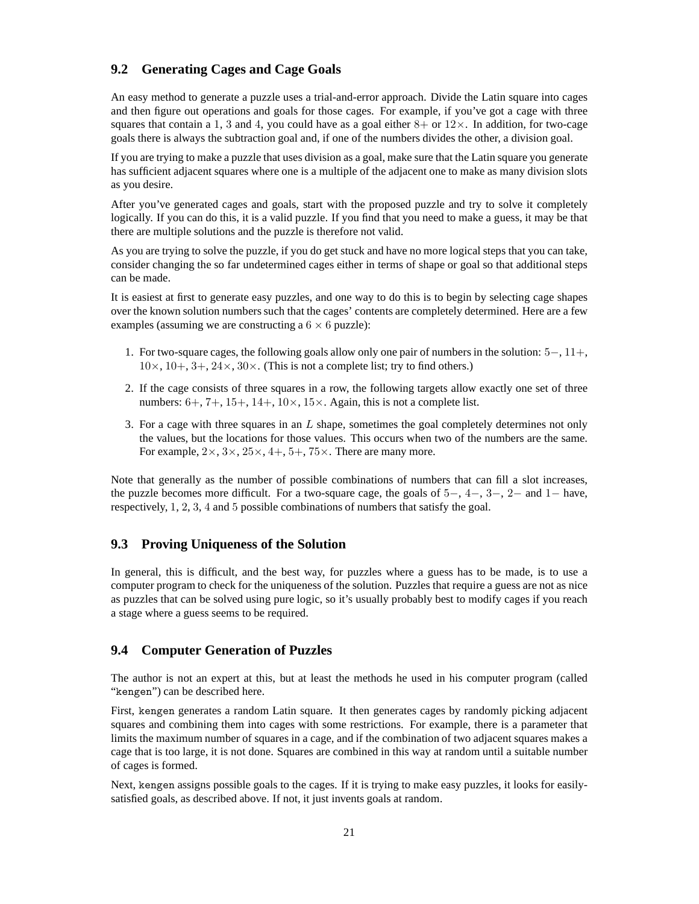### 9.2 Generating Cages and Cage Goals

An easy method to generate a puzzle uses a trial-and-error approach. Divide the Latin square into cages and then figure out operations and goals for those cages. For example, if you've got a cage with three squares that contain a $1$, $3$ and $4$, you could have as a goal either $8+$ or $12\times$. In addition, for two-cage goals there is always the subtraction goal and, if one of the numbers divides the other, a division goal.

If you are trying to make a puzzle that uses division as a goal, make sure that the Latin square you generate has sufficient adjacent squares where one is a multiple of the adjacent one to make as many division slots as you desire.

After you've generated cages and goals, start with the proposed puzzle and try to solve it completely logically. If you can do this, it is a valid puzzle. If you find that you need to make a guess, it may be that there are multiple solutions and the puzzle is therefore not valid.

As you are trying to solve the puzzle, if you do get stuck and have no more logical steps that you can take, consider changing the so far undetermined cages either in terms of shape or goal so that additional steps can be made.

It is easiest at first to generate easy puzzles, and one way to do this is to begin by selecting cage shapes over the known solution numbers such that the cages' contents are completely determined. Here are a few examples (assuming we are constructing a $6 \times 6$ puzzle):

1. For two-square cages, the following goals allow only one pair of numbers in the solution: $5-$, $11+$, $10\times$, $10+$, $3+$, $24\times$, $30\times$. (This is not a complete list; try to find others.)
2. If the cage consists of three squares in a row, the following targets allow exactly one set of three numbers: $6+$, $7+$, $15+$, $14+$, $10\times$, $15\times$. Again, this is not a complete list.
3. For a cage with three squares in an $L$ shape, sometimes the goal completely determines not only the values, but the locations for those values. This occurs when two of the numbers are the same. For example, $2\times$, $3\times$, $25\times$, $4+$, $5+$, $75\times$. There are many more.

Note that generally as the number of possible combinations of numbers that can fill a slot increases, the puzzle becomes more difficult. For a two-square cage, the goals of $5-$, $4-$, $3-$, $2-$ and $1-$ have, respectively, $1$, $2$, $3$, $4$ and $5$ possible combinations of numbers that satisfy the goal.

### 9.3 Proving Uniqueness of the Solution

In general, this is difficult, and the best way, for puzzles where a guess has to be made, is to use a computer program to check for the uniqueness of the solution. Puzzles that require a guess are not as nice as puzzles that can be solved using pure logic, so it's usually probably best to modify cages if you reach a stage where a guess seems to be required.

### 9.4 Computer Generation of Puzzles

The author is not an expert at this, but at least the methods he used in his computer program (called "`kengen`") can be described here.

First, `kengen` generates a random Latin square. It then generates cages by randomly picking adjacent squares and combining them into cages with some restrictions. For example, there is a parameter that limits the maximum number of squares in a cage, and if the combination of two adjacent squares makes a cage that is too large, it is not done. Squares are combined in this way at random until a suitable number of cages is formed.

Next, `kengen` assigns possible goals to the cages. If it is trying to make easy puzzles, it looks for easily-satisfied goals, as described above. If not, it just invents goals at random.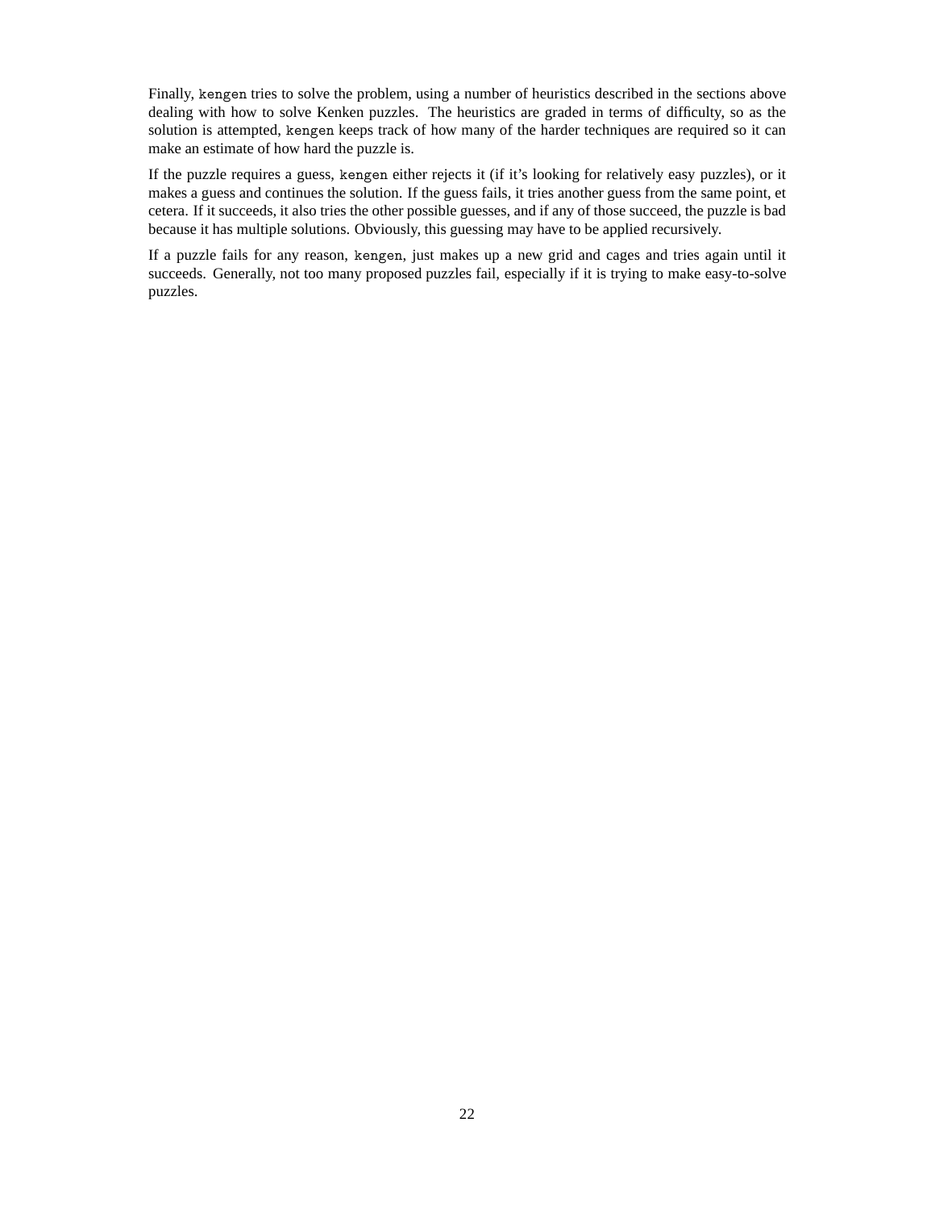Finally, `kengen` tries to solve the problem, using a number of heuristics described in the sections above dealing with how to solve Kenken puzzles. The heuristics are graded in terms of difficulty, so as the solution is attempted, `kengen` keeps track of how many of the harder techniques are required so it can make an estimate of how hard the puzzle is.

If the puzzle requires a guess, `kengen` either rejects it (if it's looking for relatively easy puzzles), or it makes a guess and continues the solution. If the guess fails, it tries another guess from the same point, et cetera. If it succeeds, it also tries the other possible guesses, and if any of those succeed, the puzzle is bad because it has multiple solutions. Obviously, this guessing may have to be applied recursively.

If a puzzle fails for any reason, `kengen`, just makes up a new grid and cages and tries again until it succeeds. Generally, not too many proposed puzzles fail, especially if it is trying to make easy-to-solve puzzles.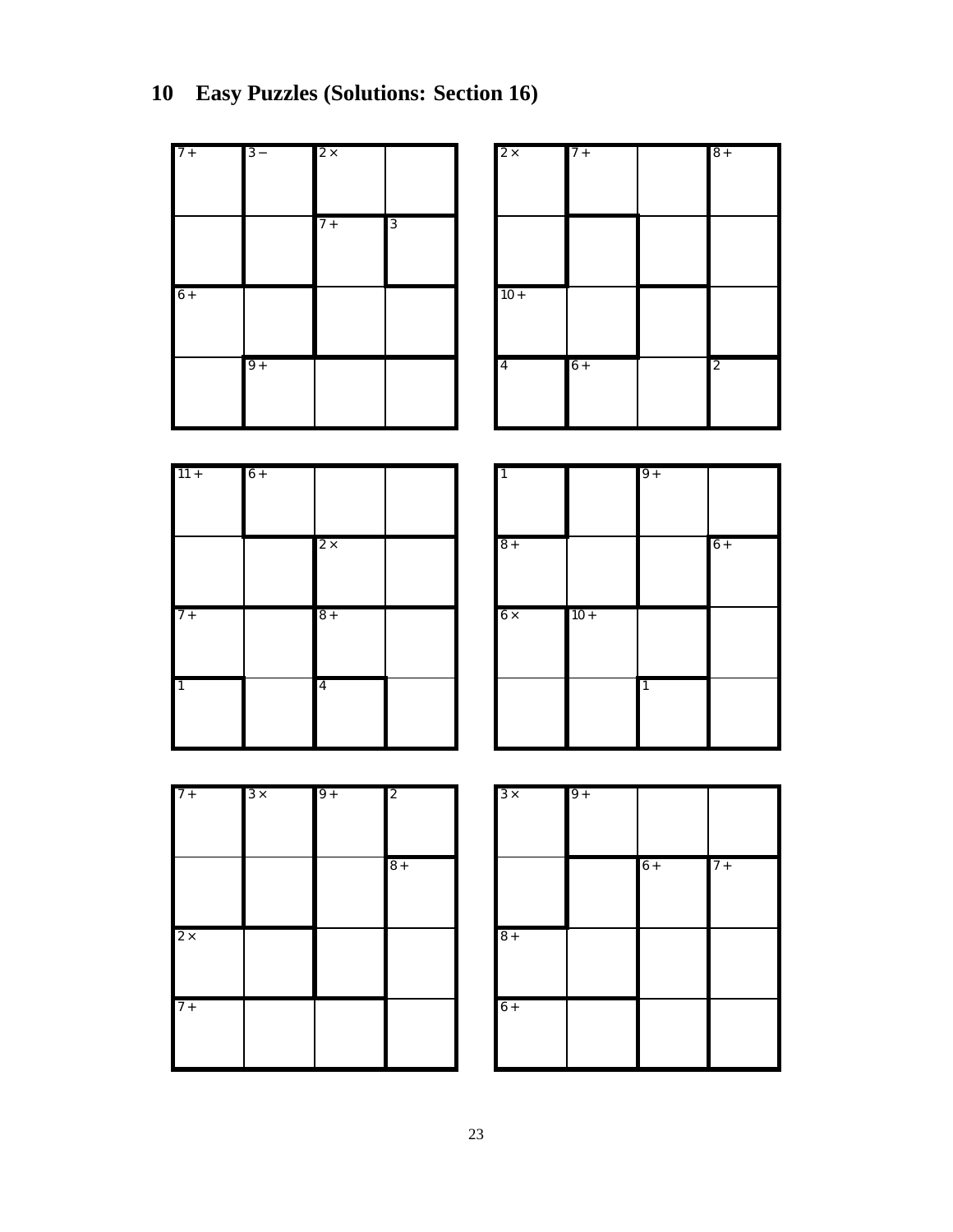## 10 Easy Puzzles (Solutions: Section 16)

| 7+ | 3− | 2× | |
|---|---|---|---|
| | | 7+ | 3 |
| 6+ | | | |
| | 9+ | | |

| 2× | 7+ | | 8+ |
|---|---|---|---|
| | | | |
| 10+ | | | |
| 4 | 6+ | | 2 |

| 11+ | 6+ | | |
|---|---|---|---|
| | | 2× | |
| 7+ | | 8+ | |
| 1 | | 4 | |

| 1 | | 9+ | |
|---|---|---|---|
| 8+ | | | 6+ |
| 6× | 10+ | | |
| | | 1 | |

| 7+ | 3× | 9+ | 2 |
|---|---|---|---|
| | | | 8+ |
| 2× | | | |
| 7+ | | | |

| 3× | 9+ | | |
|---|---|---|---|
| | | 6+ | 7+ |
| 8+ | | | |
| 6+ | | | |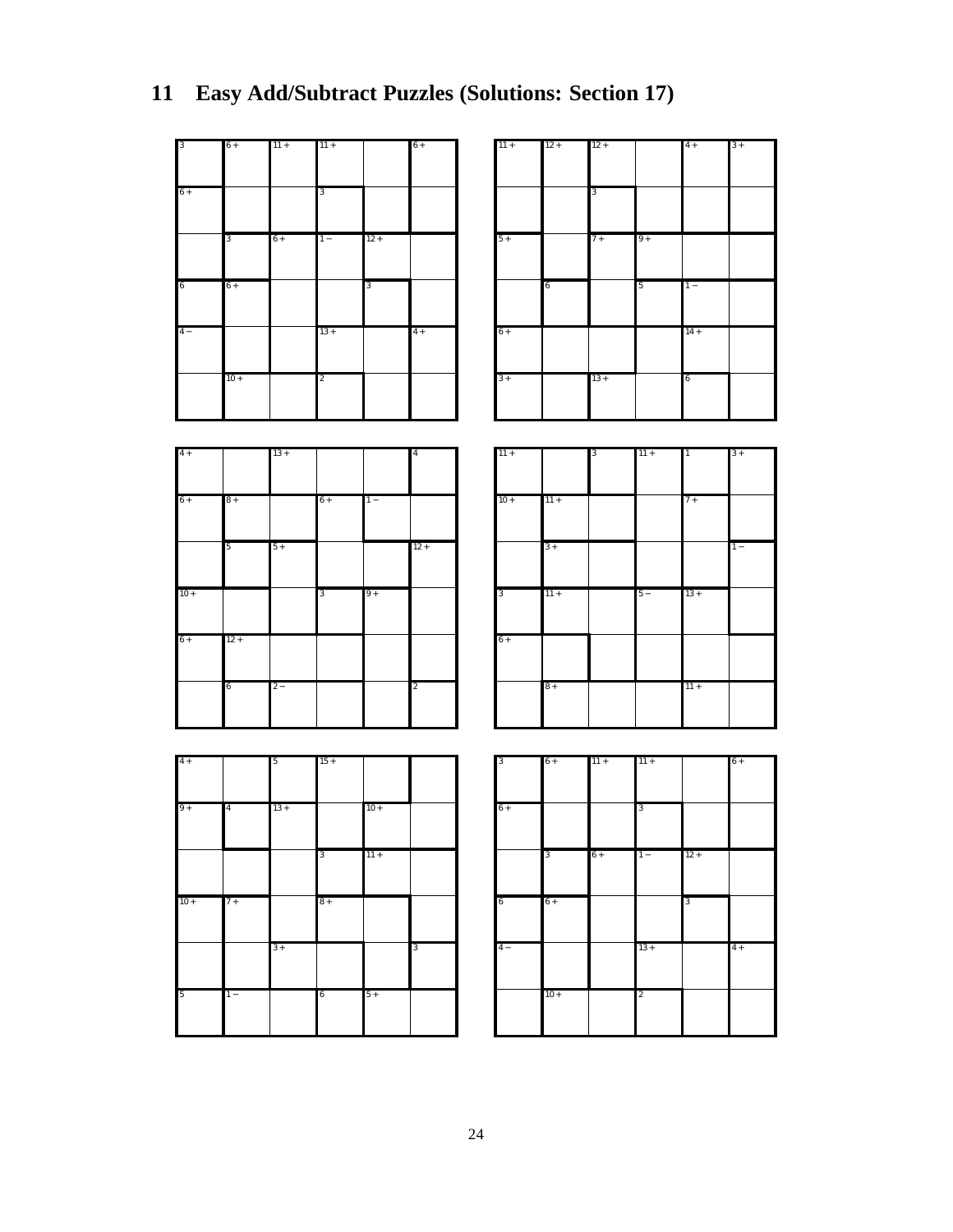# 11 Easy Add/Subtract Puzzles (Solutions: Section 17)

| 3 | 6 + | 11 + | 11 + | | 6 + |
|---|---|---|---|---|---|
| 6 + | | | 3 | | |
| | 3 | 6 + | 1 − | 12 + | |
| 6 | 6 + | | | 3 | |
| 4 − | | | 13 + | | 4 + |
| | 10 + | | 2 | | |

| 11 + | 12 + | 12 + | | 4 + | 3 + |
|---|---|---|---|---|---|
| | | 3 | | | |
| 5 + | | 7 + | 9 + | | |
| | 6 | | 5 | 1 − | |
| 6 + | | | | 14 + | |
| 3 + | | 13 + | | 6 | |

| 4 + | | 13 + | | | 4 |
|---|---|---|---|---|---|
| 6 + | 8 + | | 6 + | 1 − | |
| | 5 | 5 + | | | 12 + |
| 10 + | | | 3 | 9 + | |
| 6 + | 12 + | | | | |
| | 6 | 2 − | | | 2 |

| 11 + | | 3 | 11 + | 1 | 3 + |
|---|---|---|---|---|---|
| 10 + | 11 + | | | 7 + | |
| | 3 + | | | | 1 − |
| 3 | 11 + | | 5 − | 13 + | |
| 6 + | | | | | |
| | 8 + | | | 11 + | |

| 4 + | | 5 | 15 + | | |
|---|---|---|---|---|---|
| 9 + | 4 | 13 + | | 10 + | |
| | | | 3 | 11 + | |
| 10 + | 7 + | | 8 + | | |
| | | 3 + | | | 3 |
| 5 | 1 − | | 6 | 5 + | |

| 3 | 6 + | 11 + | 11 + | | 6 + |
|---|---|---|---|---|---|
| 6 + | | | 3 | | |
| | 3 | 6 + | 1 − | 12 + | |
| 6 | 6 + | | | 3 | |
| 4 − | | | 13 + | | 4 + |
| | 10 + | | 2 | | |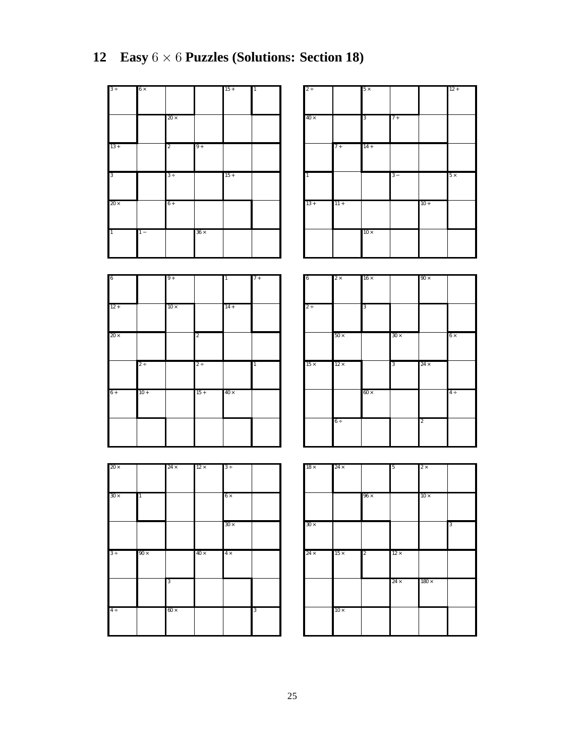## 12 Easy $6 \times 6$ Puzzles (Solutions: Section 18)

| | | | | | |
|---|---|---|---|---|---|
| 3 ÷ | 6 × | | | 15 + | 1 |
| | | 20 × | | | |
| 13 + | | 2 | 9 + | | |
| 3 | | 3 ÷ | | 15 + | |
| 20 × | | 6 + | | | |
| 1 | 1 − | | 36 × | | |

| | | | | | |
|---|---|---|---|---|---|
| 2 ÷ | | 5 × | | | 12 + |
| 40 × | | 3 | 7 + | | |
| | 7 + | 14 + | | | |
| 1 | | | 3 − | | 5 × |
| 13 + | 11 + | | | 10 + | |
| | | 10 × | | | |

| | | | | | |
|---|---|---|---|---|---|
| 6 | | 9 + | | 1 | 7 + |
| 12 + | | 10 × | | 14 + | |
| 20 × | | | 2 | | |
| | 2 ÷ | | 2 ÷ | | 1 |
| 6 + | 10 + | | 15 + | 40 × | |
| | | | | | |

| | | | | | |
|---|---|---|---|---|---|
| 6 | 2 × | 16 × | | 90 × | |
| 2 ÷ | | 3 | | | |
| | 50 × | | 30 × | | 6 × |
| 15 × | 12 × | | 3 | 24 × | |
| | | 60 × | | | 4 ÷ |
| | 6 ÷ | | | 2 | |

| | | | | | |
|---|---|---|---|---|---|
| 20 × | | 24 × | 12 × | 3 ÷ | |
| 30 × | 1 | | | 6 × | |
| | | | | 30 × | |
| 3 ÷ | 90 × | | 40 × | 4 × | |
| | | 3 | | | |
| 4 ÷ | | 60 × | | | 3 |

| | | | | | |
|---|---|---|---|---|---|
| 18 × | 24 × | | 5 | 2 × | |
| | | 96 × | | 10 × | |
| 30 × | | | | | 3 |
| 24 × | 15 × | 2 | 12 × | | |
| | | | 24 × | 180 × | |
| | 10 × | | | | |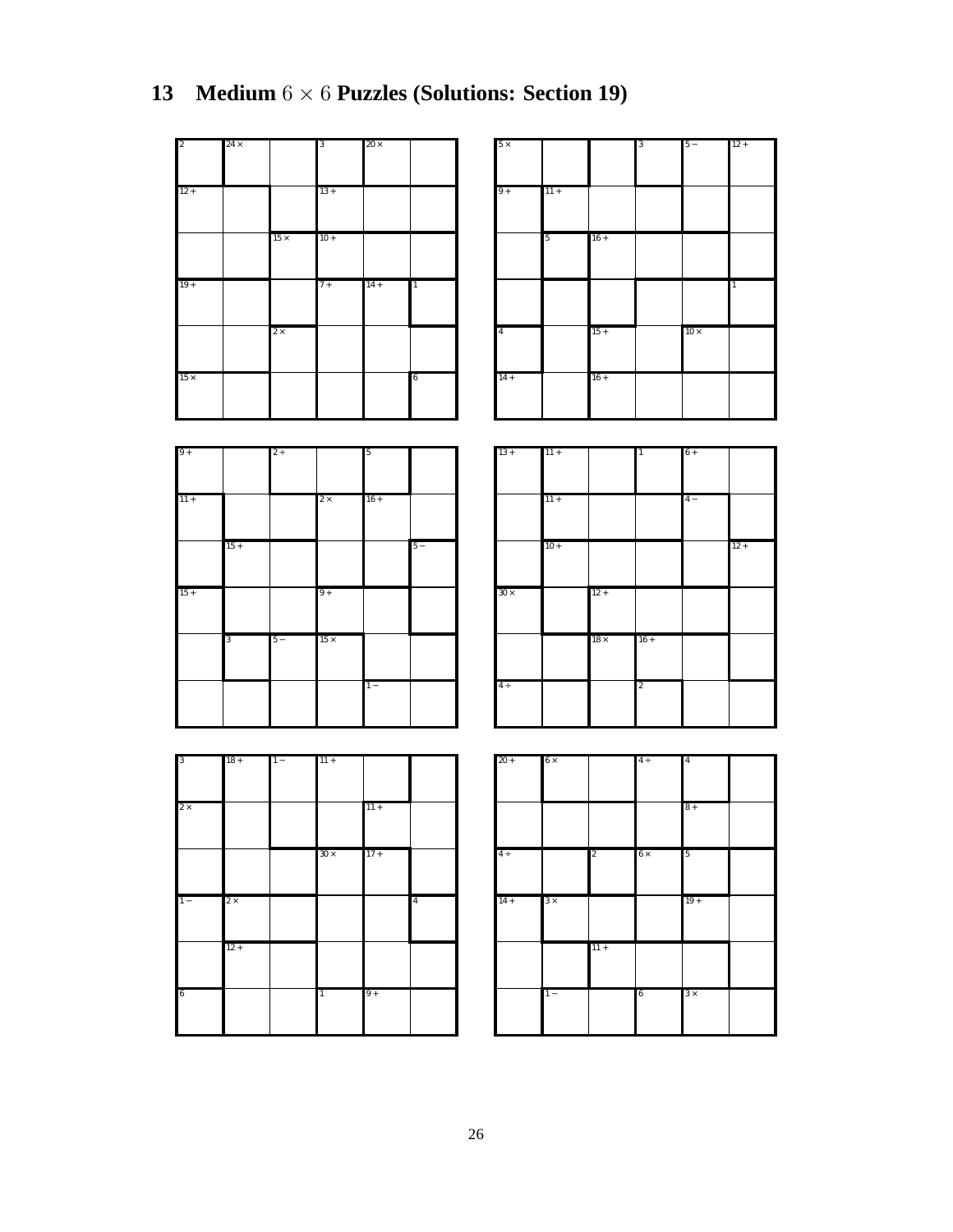## 13 Medium $6 \times 6$ Puzzles (Solutions: Section 19)

| 2 | 24× |  | 3 | 20× |  |
|---|---|---|---|---|---|
| 12+ |  |  | 13+ |  |  |
|  |  | 15× | 10+ |  |  |
| 19+ |  |  | 7+ | 14+ | 1 |
|  |  | 2× |  |  |  |
| 15× |  |  |  |  | 6 |

| 5× |  |  | 3 | 5− | 12+ |
|---|---|---|---|---|---|
| 9+ | 11+ |  |  |  |  |
|  | 5 | 16+ |  |  |  |
|  |  |  |  |  | 1 |
| 4 |  | 15+ |  | 10× |  |
| 14+ |  | 16+ |  |  |  |

| 9+ |  | 2÷ |  | 5 |  |
|---|---|---|---|---|---|
| 11+ |  |  | 2× | 16+ |  |
|  | 15+ |  |  |  | 5− |
| 15+ |  |  | 9+ |  |  |
|  | 3 | 5− | 15× |  |  |
|  |  |  |  | 1− |  |

| 13+ | 11+ |  | 1 | 6+ |  |
|---|---|---|---|---|---|
|  | 11+ |  |  | 4− |  |
|  | 10+ |  |  |  | 12+ |
| 30× |  | 12+ |  |  |  |
|  |  | 18× | 16+ |  |  |
| 4÷ |  |  | 2 |  |  |

| 3 | 18+ | 1− | 11+ |  |  |
|---|---|---|---|---|---|
| 2× |  |  |  | 11+ |  |
|  |  |  | 30× | 17+ |  |
| 1− | 2× |  |  |  | 4 |
|  | 12+ |  |  |  |  |
| 6 |  |  | 1 | 9+ |  |

| 20+ | 6× |  | 4÷ | 4 |  |
|---|---|---|---|---|---|
|  |  |  |  | 8+ |  |
| 4÷ |  | 2 | 6× | 5 |  |
| 14+ | 3× |  |  | 19+ |  |
|  |  | 11+ |  |  |  |
|  | 1− |  | 6 | 3× |  |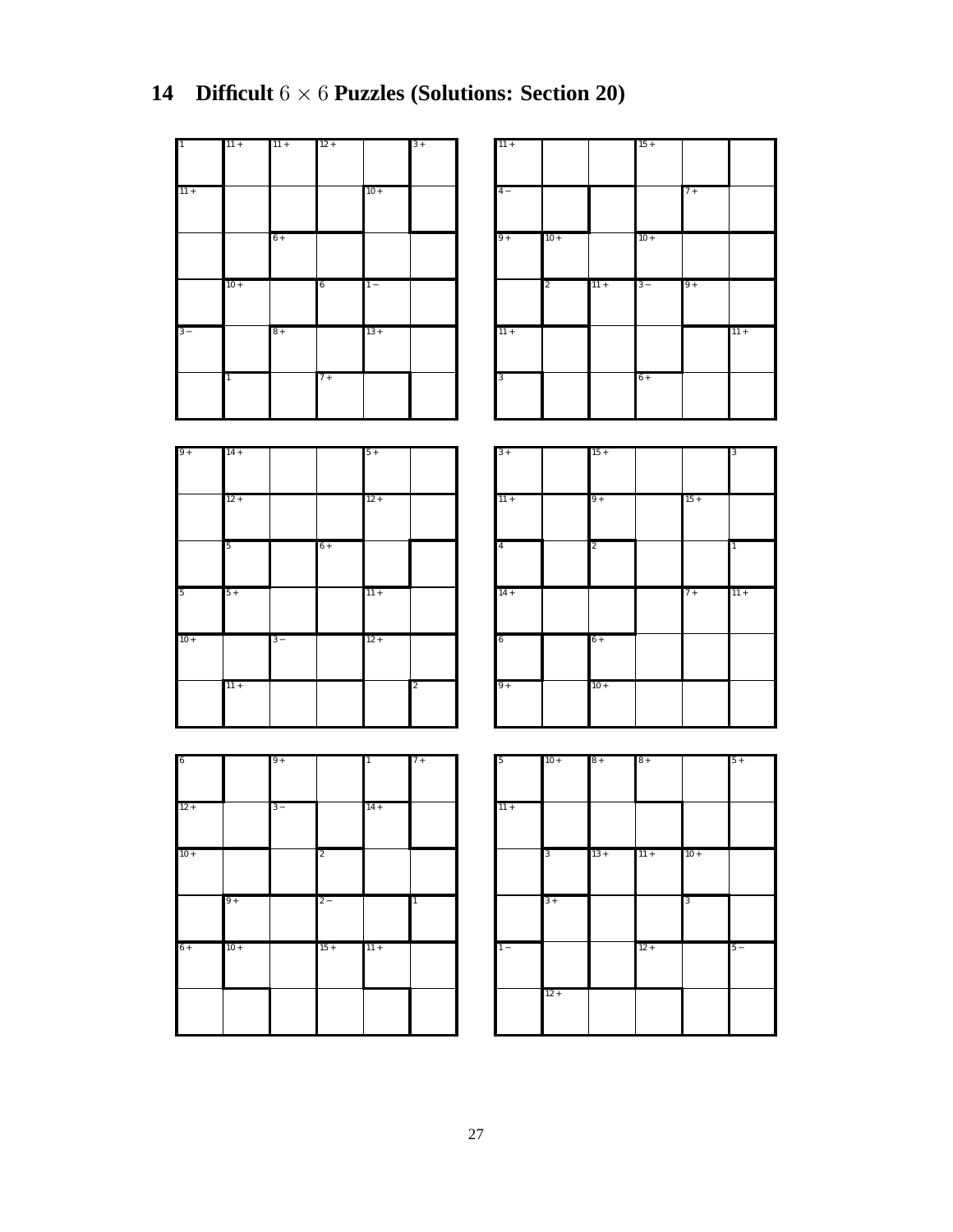# 14 Difficult $6 \times 6$ Puzzles (Solutions: Section 20)

| 1 | 11 + | 11 + | 12 + | | 3 + |
|---|---|---|---|---|---|
| 11 + | | | | 10 + | |
| | | 6 + | | | |
| | 10 + | | 6 | 1 − | |
| 3 − | | 8 + | | 13 + | |
| | 1 | | 7 + | | |

| 11 + | | | 15 + | | |
|---|---|---|---|---|---|
| 4 − | | | | 7 + | |
| 9 + | 10 + | | 10 + | | |
| | 2 | 11 + | 3 − | 9 + | |
| 11 + | | | | | 11 + |
| 3 | | | 6 + | | |

| 9 + | 14 + | | | 5 + | |
|---|---|---|---|---|---|
| | 12 + | | | 12 + | |
| | 5 | | 6 + | | |
| 5 | 5 + | | | 11 + | |
| 10 + | | 3 − | | 12 + | |
| | 11 + | | | | 2 |

| 3 + | | 15 + | | | 3 |
|---|---|---|---|---|---|
| 11 + | | 9 + | | 15 + | |
| 4 | | 2 | | | 1 |
| 14 + | | | | 7 + | 11 + |
| 6 | | 6 + | | | |
| 9 + | | 10 + | | | |

| 6 | | 9 + | | 1 | 7 + |
|---|---|---|---|---|---|
| 12 + | | 3 − | | 14 + | |
| 10 + | | | 2 | | |
| | 9 + | | 2 − | | 1 |
| 6 + | 10 + | | 15 + | 11 + | |
| | | | | | |

| 5 | 10 + | 8 + | 8 + | | 5 + |
|---|---|---|---|---|---|
| 11 + | | | | | |
| | 3 | 13 + | 11 + | 10 + | |
| | 3 + | | | 3 | |
| 1 − | | | 12 + | | 5 − |
| | 12 + | | | | |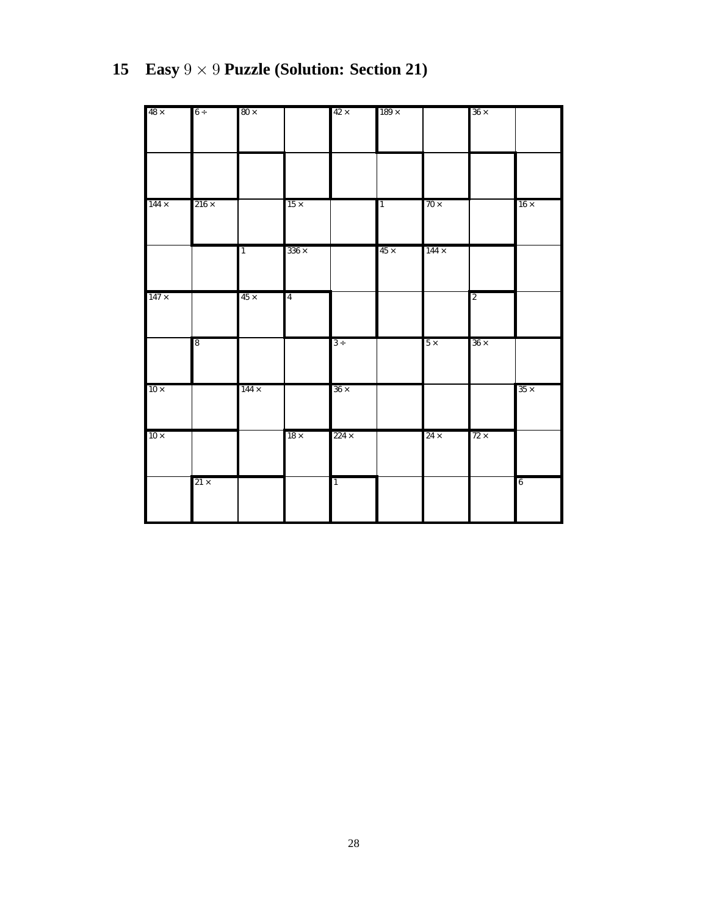## 15 Easy $9 \times 9$ Puzzle (Solution: Section 21)

| | | | | | | | | |
|---|---|---|---|---|---|---|---|---|
| 48 × | 6 ÷ | 80 × | | 42 × | 189 × | | 36 × | |
| | | | | | | | | |
| 144 × | 216 × | | 15 × | | 1 | 70 × | | 16 × |
| | | 1 | 336 × | | 45 × | 144 × | | |
| 147 × | | 45 × | 4 | | | | 2 | |
| | 8 | | | 3 ÷ | | 5 × | 36 × | |
| 10 × | | 144 × | | 36 × | | | | 35 × |
| 10 × | | | 18 × | 224 × | | 24 × | 72 × | |
| | 21 × | | | 1 | | | | 6 |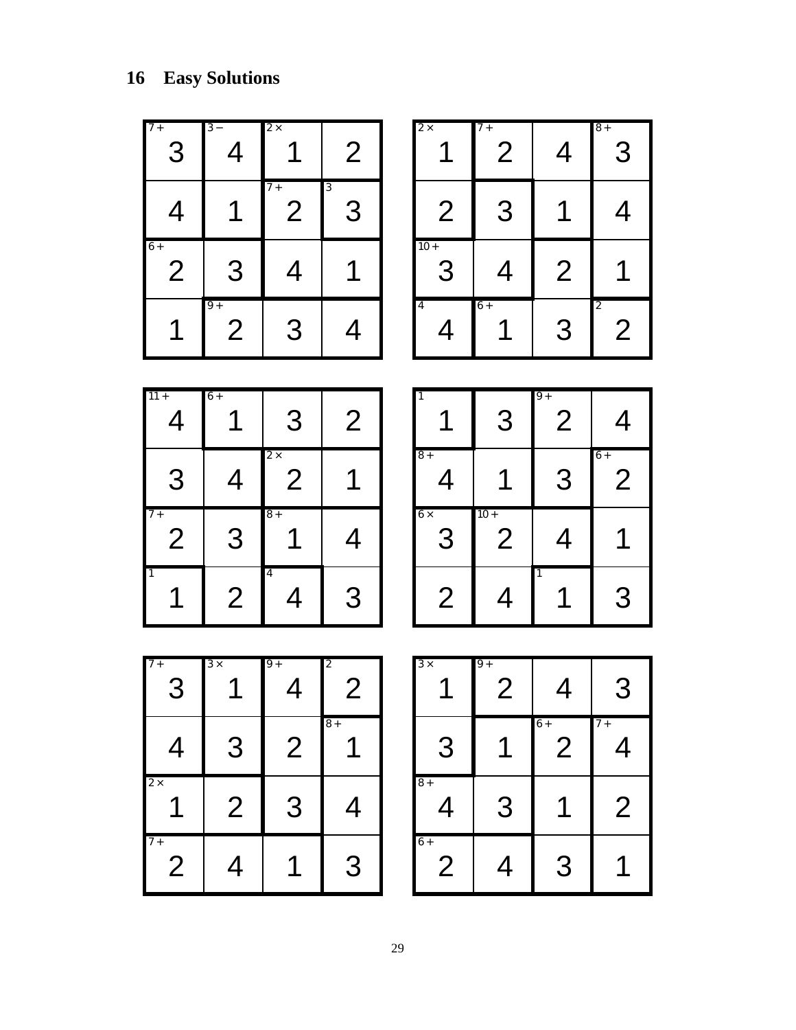## 16 Easy Solutions

| 7+ 3 | 3− 4 | 2× 1 | 2 |
|---|---|---|---|
| 4 | 1 | 7+ 2 | 3 3 |
| 6+ 2 | 3 | 4 | 1 |
| 1 | 9+ 2 | 3 | 4 |

| 2× 1 | 7+ 2 | 4 | 8+ 3 |
|---|---|---|---|
| 2 | 3 | 1 | 4 |
| 10+ 3 | 4 | 2 | 1 |
| 4 4 | 6+ 1 | 3 | 2 2 |

| 11+ 4 | 6+ 1 | 3 | 2 |
|---|---|---|---|
| 3 | 4 | 2× 2 | 1 |
| 7+ 2 | 3 | 8+ 1 | 4 |
| 1 1 | 2 | 4 4 | 3 |

| 1 1 | 3 | 9+ 2 | 4 |
|---|---|---|---|
| 8+ 4 | 1 | 3 | 6+ 2 |
| 6× 3 | 10+ 2 | 4 | 1 |
| 2 | 4 | 1 1 | 3 |

| 7+ 3 | 3× 1 | 9+ 4 | 2 2 |
|---|---|---|---|
| 4 | 3 | 2 | 8+ 1 |
| 2× 1 | 2 | 3 | 4 |
| 7+ 2 | 4 | 1 | 3 |

| 3× 1 | 9+ 2 | 4 | 3 |
|---|---|---|---|
| 3 | 1 | 6+ 2 | 7+ 4 |
| 8+ 4 | 3 | 1 | 2 |
| 6+ 2 | 4 | 3 | 1 |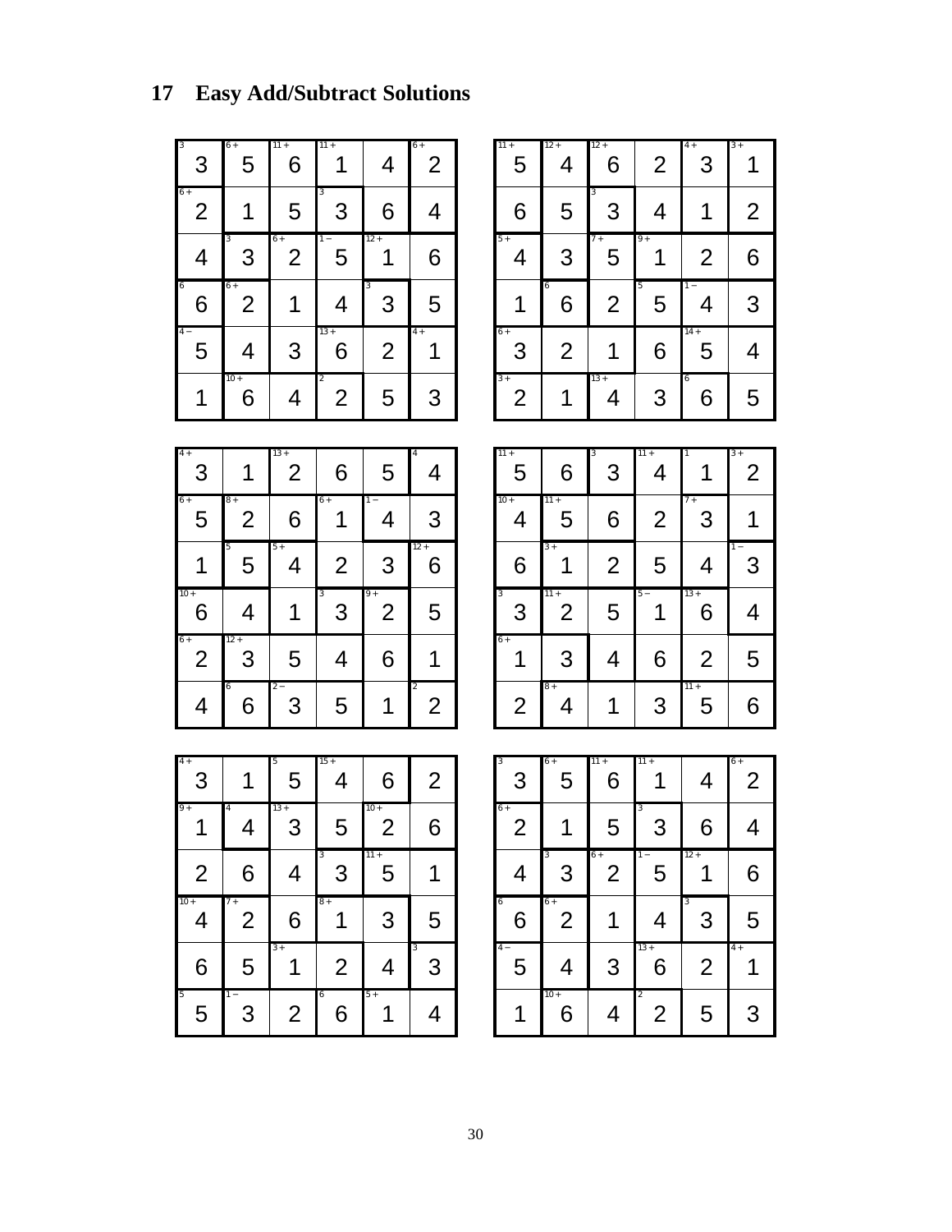## 17 Easy Add/Subtract Solutions

| | | | | | |
|---|---|---|---|---|---|
| 3 | 5 | 6 | 1 | 4 | 2 |
| 2 | 1 | 5 | 3 | 6 | 4 |
| 4 | 3 | 2 | 5 | 1 | 6 |
| 6 | 2 | 1 | 4 | 3 | 5 |
| 5 | 4 | 3 | 6 | 2 | 1 |
| 1 | 6 | 4 | 2 | 5 | 3 |

| | | | | | |
|---|---|---|---|---|---|
| 5 | 4 | 6 | 2 | 3 | 1 |
| 6 | 5 | 3 | 4 | 1 | 2 |
| 4 | 3 | 5 | 1 | 2 | 6 |
| 1 | 6 | 2 | 5 | 4 | 3 |
| 3 | 2 | 1 | 6 | 5 | 4 |
| 2 | 1 | 4 | 3 | 6 | 5 |

| | | | | | |
|---|---|---|---|---|---|
| 3 | 1 | 2 | 6 | 5 | 4 |
| 5 | 2 | 6 | 1 | 4 | 3 |
| 1 | 5 | 4 | 2 | 3 | 6 |
| 6 | 4 | 1 | 3 | 2 | 5 |
| 2 | 3 | 5 | 4 | 6 | 1 |
| 4 | 6 | 3 | 5 | 1 | 2 |

| | | | | | |
|---|---|---|---|---|---|
| 5 | 6 | 3 | 4 | 1 | 2 |
| 4 | 5 | 6 | 2 | 3 | 1 |
| 6 | 1 | 2 | 5 | 4 | 3 |
| 3 | 2 | 5 | 1 | 6 | 4 |
| 1 | 3 | 4 | 6 | 2 | 5 |
| 2 | 4 | 1 | 3 | 5 | 6 |

| | | | | | |
|---|---|---|---|---|---|
| 3 | 1 | 5 | 4 | 6 | 2 |
| 1 | 4 | 3 | 5 | 2 | 6 |
| 2 | 6 | 4 | 3 | 5 | 1 |
| 4 | 2 | 6 | 1 | 3 | 5 |
| 6 | 5 | 1 | 2 | 4 | 3 |
| 5 | 3 | 2 | 6 | 1 | 4 |

| | | | | | |
|---|---|---|---|---|---|
| 3 | 5 | 6 | 1 | 4 | 2 |
| 2 | 1 | 5 | 3 | 6 | 4 |
| 4 | 3 | 2 | 5 | 1 | 6 |
| 6 | 2 | 1 | 4 | 3 | 5 |
| 5 | 4 | 3 | 6 | 2 | 1 |
| 1 | 6 | 4 | 2 | 5 | 3 |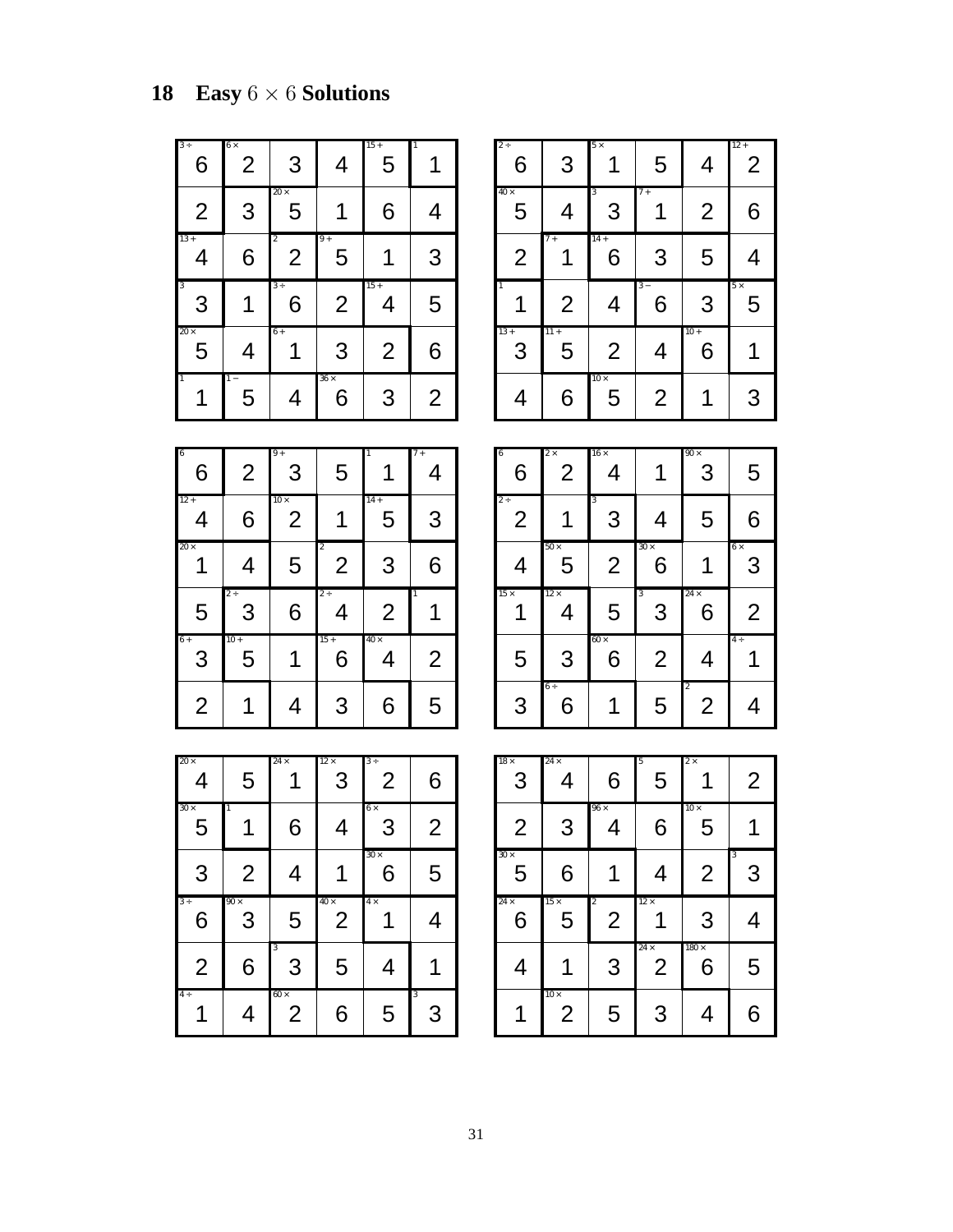## 18 Easy $6 \times 6$ Solutions

| | | | | | |
|---|---|---|---|---|---|
| 3÷ 6 | 6× 2 | 3 | 4 | 15+ 5 | 1 1 |
| 2 | 3 | 20× 5 | 1 | 6 | 4 |
| 13+ 4 | 6 | 2 2 | 9+ 5 | 1 | 3 |
| 3 3 | 1 | 3÷ 6 | 2 | 15+ 4 | 5 |
| 20× 5 | 4 | 6+ 1 | 3 | 2 | 6 |
| 1 1 | 1− 5 | 4 | 36× 6 | 3 | 2 |

| | | | | | |
|---|---|---|---|---|---|
| 2÷ 6 | 3 | 5× 1 | 5 | 4 | 12+ 2 |
| 40× 5 | 4 | 3 3 | 7+ 1 | 2 | 6 |
| 2 | 7+ 1 | 14+ 6 | 3 | 5 | 4 |
| 1 1 | 2 | 4 | 3− 6 | 3 | 5× 5 |
| 13+ 3 | 11+ 5 | 2 | 4 | 10+ 6 | 1 |
| 4 | 6 | 10× 5 | 2 | 1 | 3 |

| | | | | | |
|---|---|---|---|---|---|
| 6 6 | 2 | 9+ 3 | 5 | 1 1 | 7+ 4 |
| 12+ 4 | 6 | 10× 2 | 1 | 14+ 5 | 3 |
| 20× 1 | 4 | 5 | 2 2 | 3 | 6 |
| 5 | 2÷ 3 | 6 | 2÷ 4 | 2 | 1 1 |
| 6+ 3 | 10+ 5 | 1 | 15+ 6 | 40× 4 | 2 |
| 2 | 1 | 4 | 3 | 6 | 5 |

| | | | | | |
|---|---|---|---|---|---|
| 6 6 | 2× 2 | 16× 4 | 1 | 90× 3 | 5 |
| 2÷ 2 | 1 | 3 3 | 4 | 5 | 6 |
| 4 | 50× 5 | 2 | 30× 6 | 1 | 6× 3 |
| 15× 1 | 12× 4 | 5 | 3 3 | 24× 6 | 2 |
| 5 | 3 | 60× 6 | 2 | 4 | 4÷ 1 |
| 3 | 6÷ 6 | 1 | 5 | 2 2 | 4 |

| | | | | | |
|---|---|---|---|---|---|
| 20× 4 | 5 | 24× 1 | 12× 3 | 3÷ 2 | 6 |
| 30× 5 | 1 1 | 6 | 4 | 6× 3 | 2 |
| 3 | 2 | 4 | 1 | 30× 6 | 5 |
| 3÷ 6 | 90× 3 | 5 | 40× 2 | 4× 1 | 4 |
| 2 | 6 | 3 3 | 5 | 4 | 1 |
| 4÷ 1 | 4 | 60× 2 | 6 | 5 | 3 3 |

| | | | | | |
|---|---|---|---|---|---|
| 18× 3 | 24× 4 | 6 | 5 5 | 2× 1 | 2 |
| 2 | 3 | 96× 4 | 6 | 10× 5 | 1 |
| 30× 5 | 6 | 1 | 4 | 2 | 3 3 |
| 24× 6 | 15× 5 | 2 2 | 12× 1 | 3 | 4 |
| 4 | 1 | 3 | 24× 2 | 180× 6 | 5 |
| 1 | 10× 2 | 5 | 3 | 4 | 6 |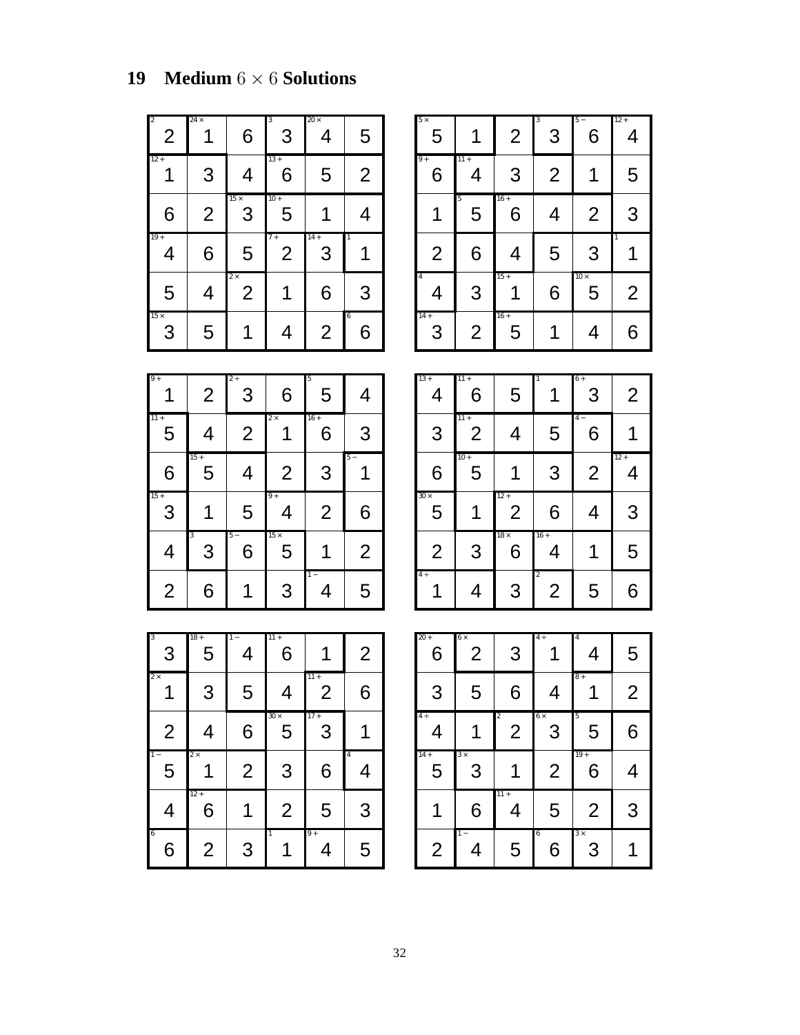## 19 Medium $6 \times 6$ Solutions

| | | | | | |
|---|---|---|---|---|---|
| 2 (2) | 1 (24×) | 6 | 3 (3) | 4 (20×) | 5 |
| 1 (12+) | 3 | 4 | 6 (13+) | 5 | 2 |
| 6 | 2 | 3 (15×) | 5 (10+) | 1 | 4 |
| 4 (19+) | 6 | 5 | 2 (7+) | 3 (14+) | 1 (1) |
| 5 | 4 | 2 (2×) | 1 | 6 | 3 |
| 3 (15×) | 5 | 1 | 4 | 2 | 6 (6) |

| | | | | | |
|---|---|---|---|---|---|
| 5 (5×) | 1 | 2 | 3 (3) | 6 (5−) | 4 (12+) |
| 6 (9+) | 4 (11+) | 3 | 2 | 1 | 5 |
| 1 | 5 (5) | 6 (16+) | 4 | 2 | 3 |
| 2 | 6 | 4 | 5 | 3 | 1 (1) |
| 4 (4) | 3 | 1 (15+) | 6 | 5 (10×) | 2 |
| 3 (14+) | 2 | 5 (16+) | 1 | 4 | 6 |

| | | | | | |
|---|---|---|---|---|---|
| 1 (9+) | 2 | 3 (2÷) | 6 | 5 (5) | 4 |
| 5 (11+) | 4 | 2 | 1 (2×) | 6 (16+) | 3 |
| 6 | 5 (15+) | 4 | 2 | 3 | 1 (5−) |
| 3 (15+) | 1 | 5 | 4 (9+) | 2 | 6 |
| 4 | 3 (3) | 6 (5−) | 5 (15×) | 1 | 2 |
| 2 | 6 | 1 | 3 | 4 (1−) | 5 |

| | | | | | |
|---|---|---|---|---|---|
| 4 (13+) | 6 (11+) | 5 | 1 (1) | 3 (6+) | 2 |
| 3 | 2 (11+) | 4 | 5 | 6 (4−) | 1 |
| 6 | 5 (10+) | 1 | 3 | 2 | 4 (12+) |
| 5 (30×) | 1 | 2 (12+) | 6 | 4 | 3 |
| 2 | 3 | 6 (18×) | 4 (16+) | 1 | 5 |
| 1 (4÷) | 4 | 3 | 2 (2) | 5 | 6 |

| | | | | | |
|---|---|---|---|---|---|
| 3 (3) | 5 (18+) | 4 (1−) | 6 (11+) | 1 | 2 |
| 1 (2×) | 3 | 5 | 4 | 2 (11+) | 6 |
| 2 | 4 | 6 | 5 (30×) | 3 (17+) | 1 |
| 5 (1−) | 1 (2×) | 2 | 3 | 6 | 4 (4) |
| 4 | 6 (12+) | 1 | 2 | 5 | 3 |
| 6 (6) | 2 | 3 | 1 (1) | 4 (9+) | 5 |

| | | | | | |
|---|---|---|---|---|---|
| 6 (20+) | 2 (6×) | 3 | 1 (4÷) | 4 (4) | 5 |
| 3 | 5 | 6 | 4 | 1 (8+) | 2 |
| 4 (4÷) | 1 | 2 (2) | 3 (6×) | 5 (5) | 6 |
| 5 (14+) | 3 (3×) | 1 | 2 | 6 (19+) | 4 |
| 1 | 6 | 4 (11+) | 5 | 2 | 3 |
| 2 | 4 (1−) | 5 | 6 (6) | 3 (3×) | 1 |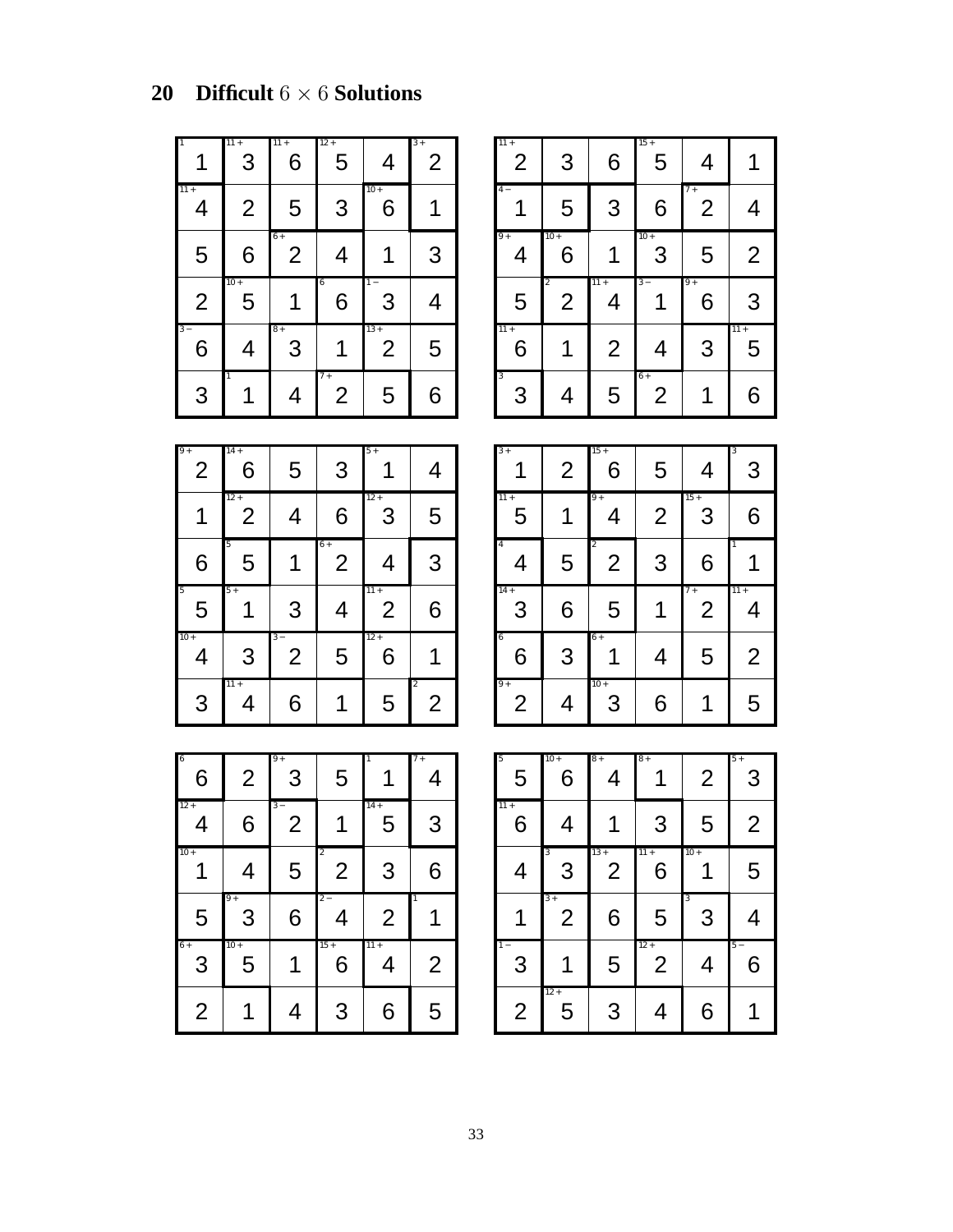## 20 Difficult $6 \times 6$ Solutions

| | | | | | |
|---|---|---|---|---|---|
| 1 | 3 | 6 | 5 | 4 | 2 |
| 4 | 2 | 5 | 3 | 6 | 1 |
| 5 | 6 | 2 | 4 | 1 | 3 |
| 2 | 5 | 1 | 6 | 3 | 4 |
| 6 | 4 | 3 | 1 | 2 | 5 |
| 3 | 1 | 4 | 2 | 5 | 6 |

| | | | | | |
|---|---|---|---|---|---|
| 2 | 3 | 6 | 5 | 4 | 1 |
| 1 | 5 | 3 | 6 | 2 | 4 |
| 4 | 6 | 1 | 3 | 5 | 2 |
| 5 | 2 | 4 | 1 | 6 | 3 |
| 6 | 1 | 2 | 4 | 3 | 5 |
| 3 | 4 | 5 | 2 | 1 | 6 |

| | | | | | |
|---|---|---|---|---|---|
| 2 | 6 | 5 | 3 | 1 | 4 |
| 1 | 2 | 4 | 6 | 3 | 5 |
| 6 | 5 | 1 | 2 | 4 | 3 |
| 5 | 1 | 3 | 4 | 2 | 6 |
| 4 | 3 | 2 | 5 | 6 | 1 |
| 3 | 4 | 6 | 1 | 5 | 2 |

| | | | | | |
|---|---|---|---|---|---|
| 1 | 2 | 6 | 5 | 4 | 3 |
| 5 | 1 | 4 | 2 | 3 | 6 |
| 4 | 5 | 2 | 3 | 6 | 1 |
| 3 | 6 | 5 | 1 | 2 | 4 |
| 6 | 3 | 1 | 4 | 5 | 2 |
| 2 | 4 | 3 | 6 | 1 | 5 |

| | | | | | |
|---|---|---|---|---|---|
| 6 | 2 | 3 | 5 | 1 | 4 |
| 4 | 6 | 2 | 1 | 5 | 3 |
| 1 | 4 | 5 | 2 | 3 | 6 |
| 5 | 3 | 6 | 4 | 2 | 1 |
| 3 | 5 | 1 | 6 | 4 | 2 |
| 2 | 1 | 4 | 3 | 6 | 5 |

| | | | | | |
|---|---|---|---|---|---|
| 5 | 6 | 4 | 1 | 2 | 3 |
| 6 | 4 | 1 | 3 | 5 | 2 |
| 4 | 3 | 2 | 6 | 1 | 5 |
| 1 | 2 | 6 | 5 | 3 | 4 |
| 3 | 1 | 5 | 2 | 4 | 6 |
| 2 | 5 | 3 | 4 | 6 | 1 |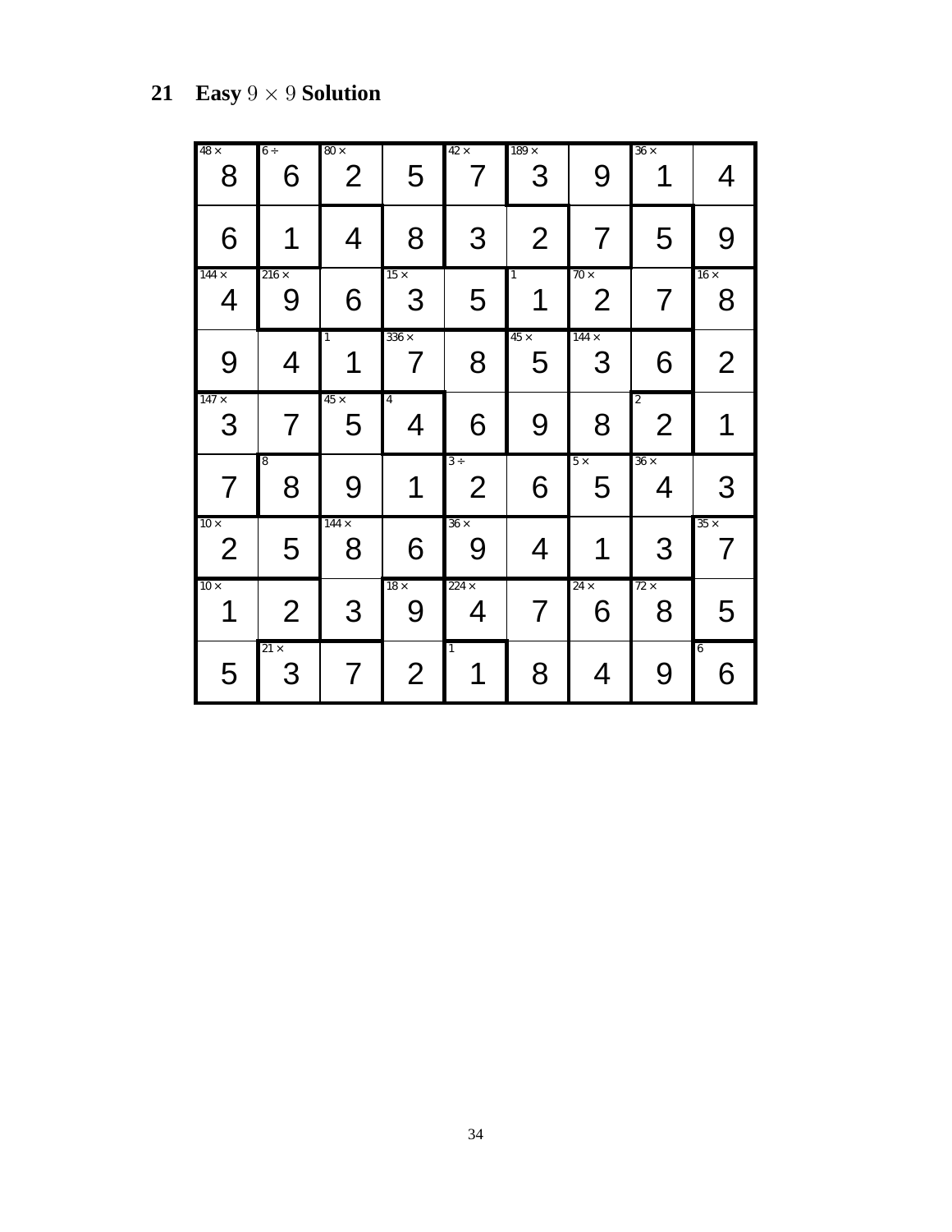## 21 Easy $9 \times 9$ Solution

| | | | | | | | | |
|---|---|---|---|---|---|---|---|---|
| 48× 8 | 6÷ 6 | 80× 2 | 5 | 42× 7 | 189× 3 | 9 | 36× 1 | 4 |
| 6 | 1 | 4 | 8 | 3 | 2 | 7 | 5 | 9 |
| 144× 4 | 216× 9 | 6 | 15× 3 | 5 | 1 1 | 70× 2 | 7 | 16× 8 |
| 9 | 4 | 1 1 | 336× 7 | 8 | 45× 5 | 144× 3 | 6 | 2 |
| 147× 3 | 7 | 45× 5 | 4 4 | 6 | 9 | 8 | 2 2 | 1 |
| 7 | 8 8 | 9 | 1 | 3÷ 2 | 6 | 5× 5 | 36× 4 | 3 |
| 10× 2 | 5 | 144× 8 | 6 | 36× 9 | 4 | 1 | 3 | 35× 7 |
| 10× 1 | 2 | 3 | 18× 9 | 224× 4 | 7 | 24× 6 | 72× 8 | 5 |
| 5 | 21× 3 | 7 | 2 | 1 1 | 8 | 4 | 9 | 6 6 |